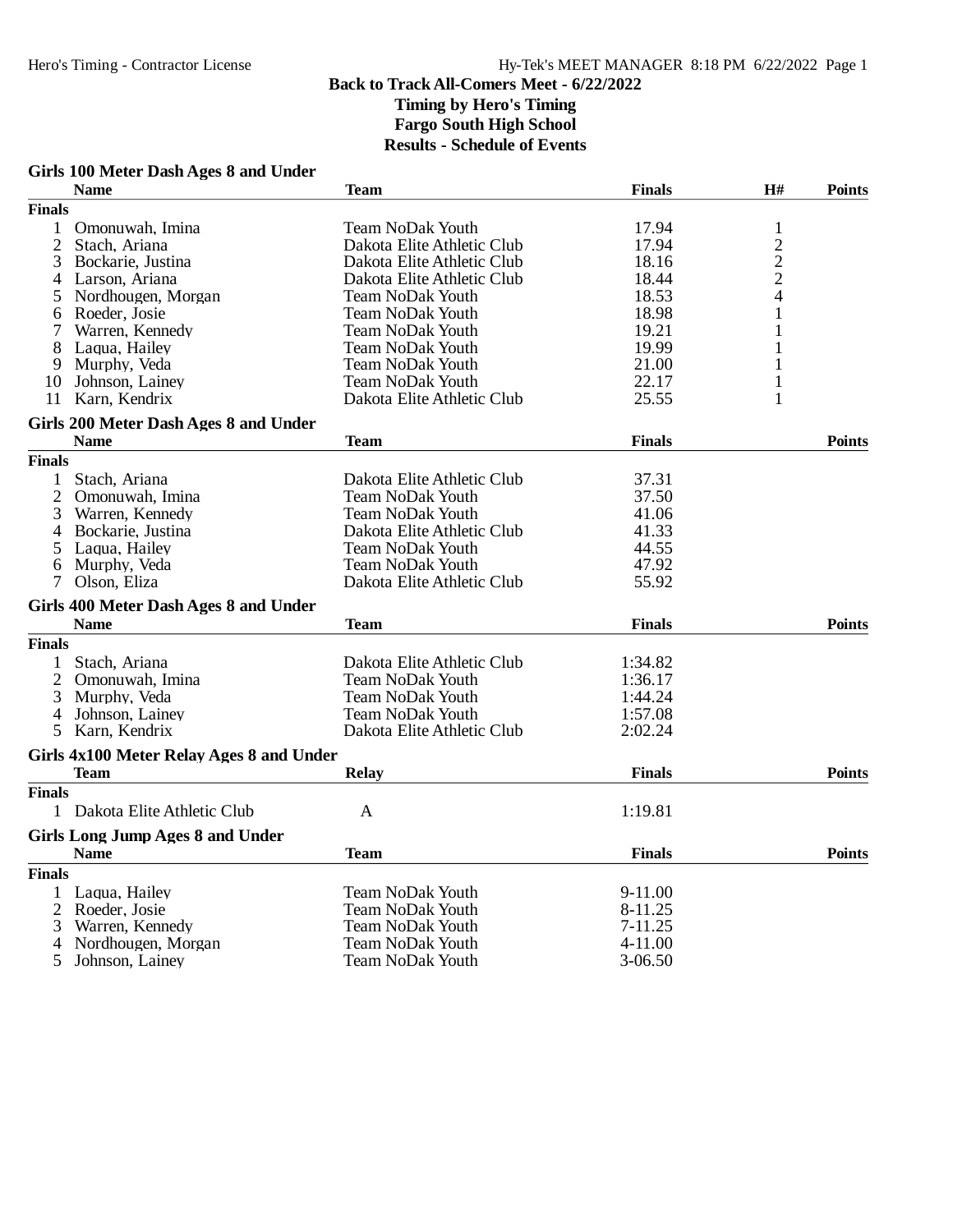**Back to Track All-Comers Meet - 6/22/2022**
**Timing by Hero's Timing**
**Fargo South High School**
**Results - Schedule of Events**

### Girls 100 Meter Dash Ages 8 and Under

| | Name | Team | Finals | H# | Points |
|---|---|---|---|---|---|
| **Finals** | | | | | |
| 1 | Omonuwah, Imina | Team NoDak Youth | 17.94 | 1 | |
| 2 | Stach, Ariana | Dakota Elite Athletic Club | 17.94 | 2 | |
| 3 | Bockarie, Justina | Dakota Elite Athletic Club | 18.16 | 2 | |
| 4 | Larson, Ariana | Dakota Elite Athletic Club | 18.44 | 2 | |
| 5 | Nordhougen, Morgan | Team NoDak Youth | 18.53 | 4 | |
| 6 | Roeder, Josie | Team NoDak Youth | 18.98 | 1 | |
| 7 | Warren, Kennedy | Team NoDak Youth | 19.21 | 1 | |
| 8 | Laqua, Hailey | Team NoDak Youth | 19.99 | 1 | |
| 9 | Murphy, Veda | Team NoDak Youth | 21.00 | 1 | |
| 10 | Johnson, Lainey | Team NoDak Youth | 22.17 | 1 | |
| 11 | Karn, Kendrix | Dakota Elite Athletic Club | 25.55 | 1 | |

### Girls 200 Meter Dash Ages 8 and Under

| | Name | Team | Finals | Points |
|---|---|---|---|---|
| **Finals** | | | | |
| 1 | Stach, Ariana | Dakota Elite Athletic Club | 37.31 | |
| 2 | Omonuwah, Imina | Team NoDak Youth | 37.50 | |
| 3 | Warren, Kennedy | Team NoDak Youth | 41.06 | |
| 4 | Bockarie, Justina | Dakota Elite Athletic Club | 41.33 | |
| 5 | Laqua, Hailey | Team NoDak Youth | 44.55 | |
| 6 | Murphy, Veda | Team NoDak Youth | 47.92 | |
| 7 | Olson, Eliza | Dakota Elite Athletic Club | 55.92 | |

### Girls 400 Meter Dash Ages 8 and Under

| | Name | Team | Finals | Points |
|---|---|---|---|---|
| **Finals** | | | | |
| 1 | Stach, Ariana | Dakota Elite Athletic Club | 1:34.82 | |
| 2 | Omonuwah, Imina | Team NoDak Youth | 1:36.17 | |
| 3 | Murphy, Veda | Team NoDak Youth | 1:44.24 | |
| 4 | Johnson, Lainey | Team NoDak Youth | 1:57.08 | |
| 5 | Karn, Kendrix | Dakota Elite Athletic Club | 2:02.24 | |

### Girls 4x100 Meter Relay Ages 8 and Under

| | Team | Relay | Finals | Points |
|---|---|---|---|---|
| **Finals** | | | | |
| 1 | Dakota Elite Athletic Club | A | 1:19.81 | |

### Girls Long Jump Ages 8 and Under

| | Name | Team | Finals | Points |
|---|---|---|---|---|
| **Finals** | | | | |
| 1 | Laqua, Hailey | Team NoDak Youth | 9-11.00 | |
| 2 | Roeder, Josie | Team NoDak Youth | 8-11.25 | |
| 3 | Warren, Kennedy | Team NoDak Youth | 7-11.25 | |
| 4 | Nordhougen, Morgan | Team NoDak Youth | 4-11.00 | |
| 5 | Johnson, Lainey | Team NoDak Youth | 3-06.50 | |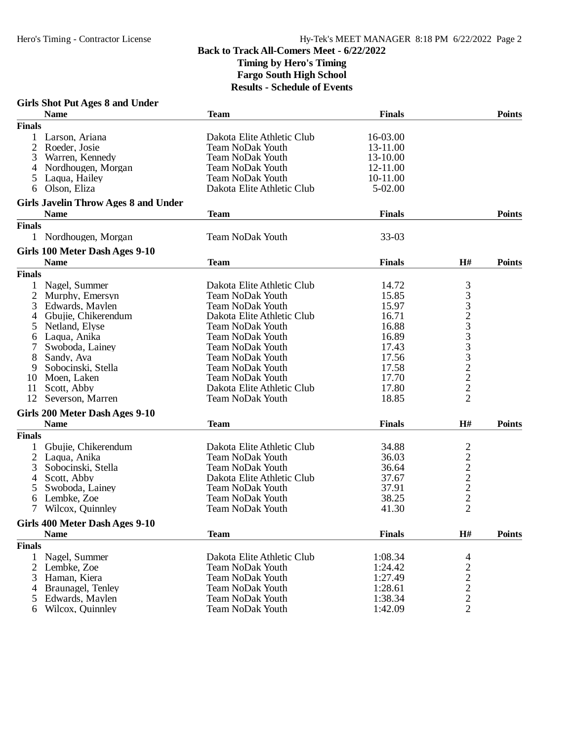Back to Track All-Comers Meet - 6/22/2022

Timing by Hero's Timing

Fargo South High School

Results - Schedule of Events

### Girls Shot Put Ages 8 and Under

| | Name | Team | Finals | Points |
|---|---|---|---|---|
| **Finals** | | | | |
| 1 | Larson, Ariana | Dakota Elite Athletic Club | 16-03.00 | |
| 2 | Roeder, Josie | Team NoDak Youth | 13-11.00 | |
| 3 | Warren, Kennedy | Team NoDak Youth | 13-10.00 | |
| 4 | Nordhougen, Morgan | Team NoDak Youth | 12-11.00 | |
| 5 | Laqua, Hailey | Team NoDak Youth | 10-11.00 | |
| 6 | Olson, Eliza | Dakota Elite Athletic Club | 5-02.00 | |

### Girls Javelin Throw Ages 8 and Under

| | Name | Team | Finals | Points |
|---|---|---|---|---|
| **Finals** | | | | |
| 1 | Nordhougen, Morgan | Team NoDak Youth | 33-03 | |

### Girls 100 Meter Dash Ages 9-10

| | Name | Team | Finals | H# | Points |
|---|---|---|---|---|---|
| **Finals** | | | | | |
| 1 | Nagel, Summer | Dakota Elite Athletic Club | 14.72 | 3 | |
| 2 | Murphy, Emersyn | Team NoDak Youth | 15.85 | 3 | |
| 3 | Edwards, Maylen | Team NoDak Youth | 15.97 | 3 | |
| 4 | Gbujie, Chikerendum | Dakota Elite Athletic Club | 16.71 | 2 | |
| 5 | Netland, Elyse | Team NoDak Youth | 16.88 | 3 | |
| 6 | Laqua, Anika | Team NoDak Youth | 16.89 | 3 | |
| 7 | Swoboda, Lainey | Team NoDak Youth | 17.43 | 3 | |
| 8 | Sandy, Ava | Team NoDak Youth | 17.56 | 3 | |
| 9 | Sobocinski, Stella | Team NoDak Youth | 17.58 | 2 | |
| 10 | Moen, Laken | Team NoDak Youth | 17.70 | 2 | |
| 11 | Scott, Abby | Dakota Elite Athletic Club | 17.80 | 2 | |
| 12 | Severson, Marren | Team NoDak Youth | 18.85 | 2 | |

### Girls 200 Meter Dash Ages 9-10

| | Name | Team | Finals | H# | Points |
|---|---|---|---|---|---|
| **Finals** | | | | | |
| 1 | Gbujie, Chikerendum | Dakota Elite Athletic Club | 34.88 | 2 | |
| 2 | Laqua, Anika | Team NoDak Youth | 36.03 | 2 | |
| 3 | Sobocinski, Stella | Team NoDak Youth | 36.64 | 2 | |
| 4 | Scott, Abby | Dakota Elite Athletic Club | 37.67 | 2 | |
| 5 | Swoboda, Lainey | Team NoDak Youth | 37.91 | 2 | |
| 6 | Lembke, Zoe | Team NoDak Youth | 38.25 | 2 | |
| 7 | Wilcox, Quinnley | Team NoDak Youth | 41.30 | 2 | |

### Girls 400 Meter Dash Ages 9-10

| | Name | Team | Finals | H# | Points |
|---|---|---|---|---|---|
| **Finals** | | | | | |
| 1 | Nagel, Summer | Dakota Elite Athletic Club | 1:08.34 | 4 | |
| 2 | Lembke, Zoe | Team NoDak Youth | 1:24.42 | 2 | |
| 3 | Haman, Kiera | Team NoDak Youth | 1:27.49 | 2 | |
| 4 | Braunagel, Tenley | Team NoDak Youth | 1:28.61 | 2 | |
| 5 | Edwards, Maylen | Team NoDak Youth | 1:38.34 | 2 | |
| 6 | Wilcox, Quinnley | Team NoDak Youth | 1:42.09 | 2 | |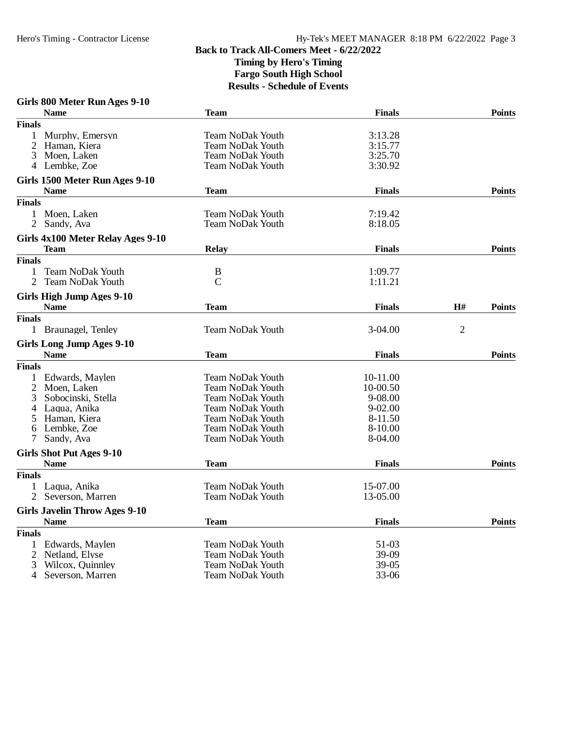**Back to Track All-Comers Meet - 6/22/2022**
**Timing by Hero's Timing**
**Fargo South High School**
**Results - Schedule of Events**

### Girls 800 Meter Run Ages 9-10

| | Name | Team | Finals | Points |
|---|---|---|---|---|
| **Finals** | | | | |
| 1 | Murphy, Emersyn | Team NoDak Youth | 3:13.28 | |
| 2 | Haman, Kiera | Team NoDak Youth | 3:15.77 | |
| 3 | Moen, Laken | Team NoDak Youth | 3:25.70 | |
| 4 | Lembke, Zoe | Team NoDak Youth | 3:30.92 | |

### Girls 1500 Meter Run Ages 9-10

| | Name | Team | Finals | Points |
|---|---|---|---|---|
| **Finals** | | | | |
| 1 | Moen, Laken | Team NoDak Youth | 7:19.42 | |
| 2 | Sandy, Ava | Team NoDak Youth | 8:18.05 | |

### Girls 4x100 Meter Relay Ages 9-10

| | Team | Relay | Finals | Points |
|---|---|---|---|---|
| **Finals** | | | | |
| 1 | Team NoDak Youth | B | 1:09.77 | |
| 2 | Team NoDak Youth | C | 1:11.21 | |

### Girls High Jump Ages 9-10

| | Name | Team | Finals | H# | Points |
|---|---|---|---|---|---|
| **Finals** | | | | | |
| 1 | Braunagel, Tenley | Team NoDak Youth | 3-04.00 | 2 | |

### Girls Long Jump Ages 9-10

| | Name | Team | Finals | Points |
|---|---|---|---|---|
| **Finals** | | | | |
| 1 | Edwards, Maylen | Team NoDak Youth | 10-11.00 | |
| 2 | Moen, Laken | Team NoDak Youth | 10-00.50 | |
| 3 | Sobocinski, Stella | Team NoDak Youth | 9-08.00 | |
| 4 | Laqua, Anika | Team NoDak Youth | 9-02.00 | |
| 5 | Haman, Kiera | Team NoDak Youth | 8-11.50 | |
| 6 | Lembke, Zoe | Team NoDak Youth | 8-10.00 | |
| 7 | Sandy, Ava | Team NoDak Youth | 8-04.00 | |

### Girls Shot Put Ages 9-10

| | Name | Team | Finals | Points |
|---|---|---|---|---|
| **Finals** | | | | |
| 1 | Laqua, Anika | Team NoDak Youth | 15-07.00 | |
| 2 | Severson, Marren | Team NoDak Youth | 13-05.00 | |

### Girls Javelin Throw Ages 9-10

| | Name | Team | Finals | Points |
|---|---|---|---|---|
| **Finals** | | | | |
| 1 | Edwards, Maylen | Team NoDak Youth | 51-03 | |
| 2 | Netland, Elyse | Team NoDak Youth | 39-09 | |
| 3 | Wilcox, Quinnley | Team NoDak Youth | 39-05 | |
| 4 | Severson, Marren | Team NoDak Youth | 33-06 | |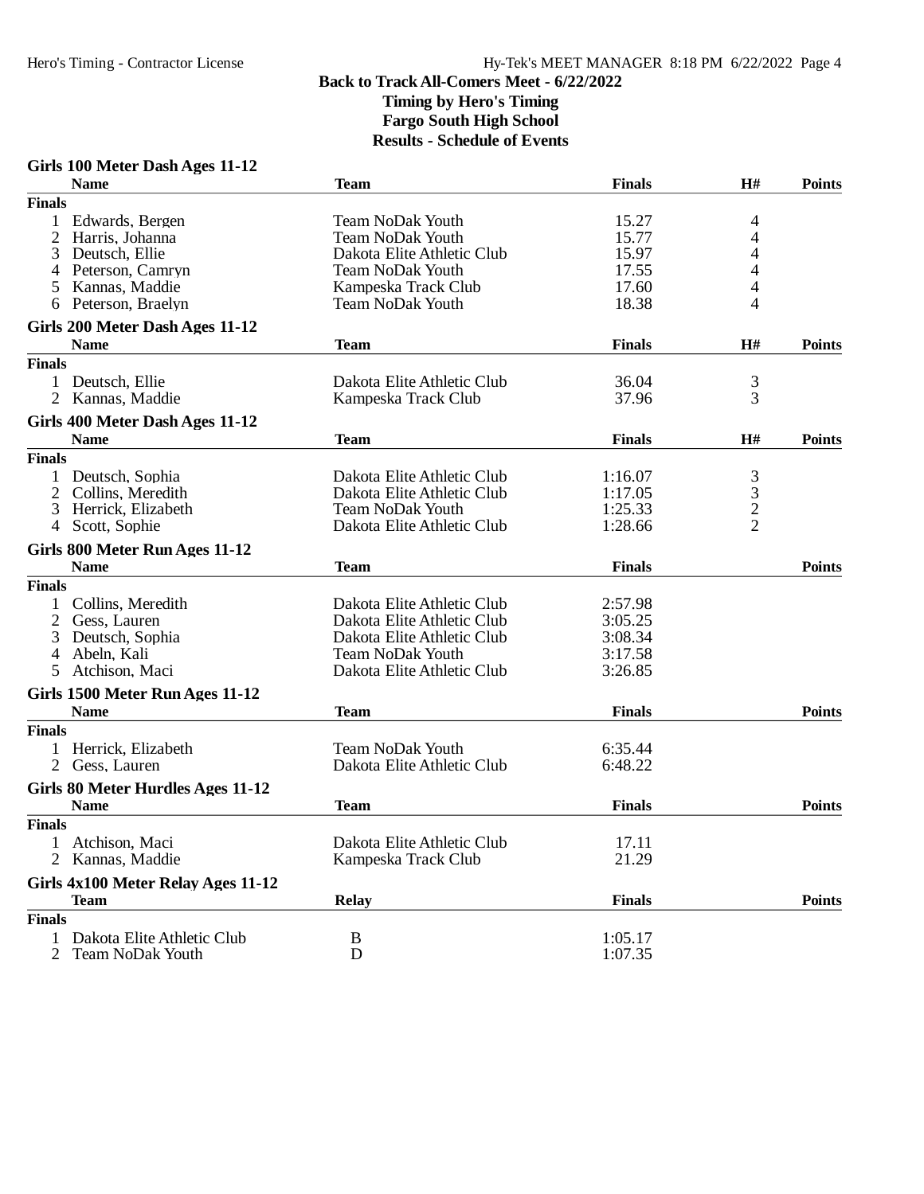**Back to Track All-Comers Meet - 6/22/2022**
**Timing by Hero's Timing**
**Fargo South High School**
**Results - Schedule of Events**

### Girls 100 Meter Dash Ages 11-12

| | Name | Team | Finals | H# | Points |
|---|---|---|---|---|---|
| **Finals** | | | | | |
| 1 | Edwards, Bergen | Team NoDak Youth | 15.27 | 4 | |
| 2 | Harris, Johanna | Team NoDak Youth | 15.77 | 4 | |
| 3 | Deutsch, Ellie | Dakota Elite Athletic Club | 15.97 | 4 | |
| 4 | Peterson, Camryn | Team NoDak Youth | 17.55 | 4 | |
| 5 | Kannas, Maddie | Kampeska Track Club | 17.60 | 4 | |
| 6 | Peterson, Braelyn | Team NoDak Youth | 18.38 | 4 | |

### Girls 200 Meter Dash Ages 11-12

| | Name | Team | Finals | H# | Points |
|---|---|---|---|---|---|
| **Finals** | | | | | |
| 1 | Deutsch, Ellie | Dakota Elite Athletic Club | 36.04 | 3 | |
| 2 | Kannas, Maddie | Kampeska Track Club | 37.96 | 3 | |

### Girls 400 Meter Dash Ages 11-12

| | Name | Team | Finals | H# | Points |
|---|---|---|---|---|---|
| **Finals** | | | | | |
| 1 | Deutsch, Sophia | Dakota Elite Athletic Club | 1:16.07 | 3 | |
| 2 | Collins, Meredith | Dakota Elite Athletic Club | 1:17.05 | 3 | |
| 3 | Herrick, Elizabeth | Team NoDak Youth | 1:25.33 | 2 | |
| 4 | Scott, Sophie | Dakota Elite Athletic Club | 1:28.66 | 2 | |

### Girls 800 Meter Run Ages 11-12

| | Name | Team | Finals | Points |
|---|---|---|---|---|
| **Finals** | | | | |
| 1 | Collins, Meredith | Dakota Elite Athletic Club | 2:57.98 | |
| 2 | Gess, Lauren | Dakota Elite Athletic Club | 3:05.25 | |
| 3 | Deutsch, Sophia | Dakota Elite Athletic Club | 3:08.34 | |
| 4 | Abeln, Kali | Team NoDak Youth | 3:17.58 | |
| 5 | Atchison, Maci | Dakota Elite Athletic Club | 3:26.85 | |

### Girls 1500 Meter Run Ages 11-12

| | Name | Team | Finals | Points |
|---|---|---|---|---|
| **Finals** | | | | |
| 1 | Herrick, Elizabeth | Team NoDak Youth | 6:35.44 | |
| 2 | Gess, Lauren | Dakota Elite Athletic Club | 6:48.22 | |

### Girls 80 Meter Hurdles Ages 11-12

| | Name | Team | Finals | Points |
|---|---|---|---|---|
| **Finals** | | | | |
| 1 | Atchison, Maci | Dakota Elite Athletic Club | 17.11 | |
| 2 | Kannas, Maddie | Kampeska Track Club | 21.29 | |

### Girls 4x100 Meter Relay Ages 11-12

| | Team | Relay | Finals | Points |
|---|---|---|---|---|
| **Finals** | | | | |
| 1 | Dakota Elite Athletic Club | B | 1:05.17 | |
| 2 | Team NoDak Youth | D | 1:07.35 | |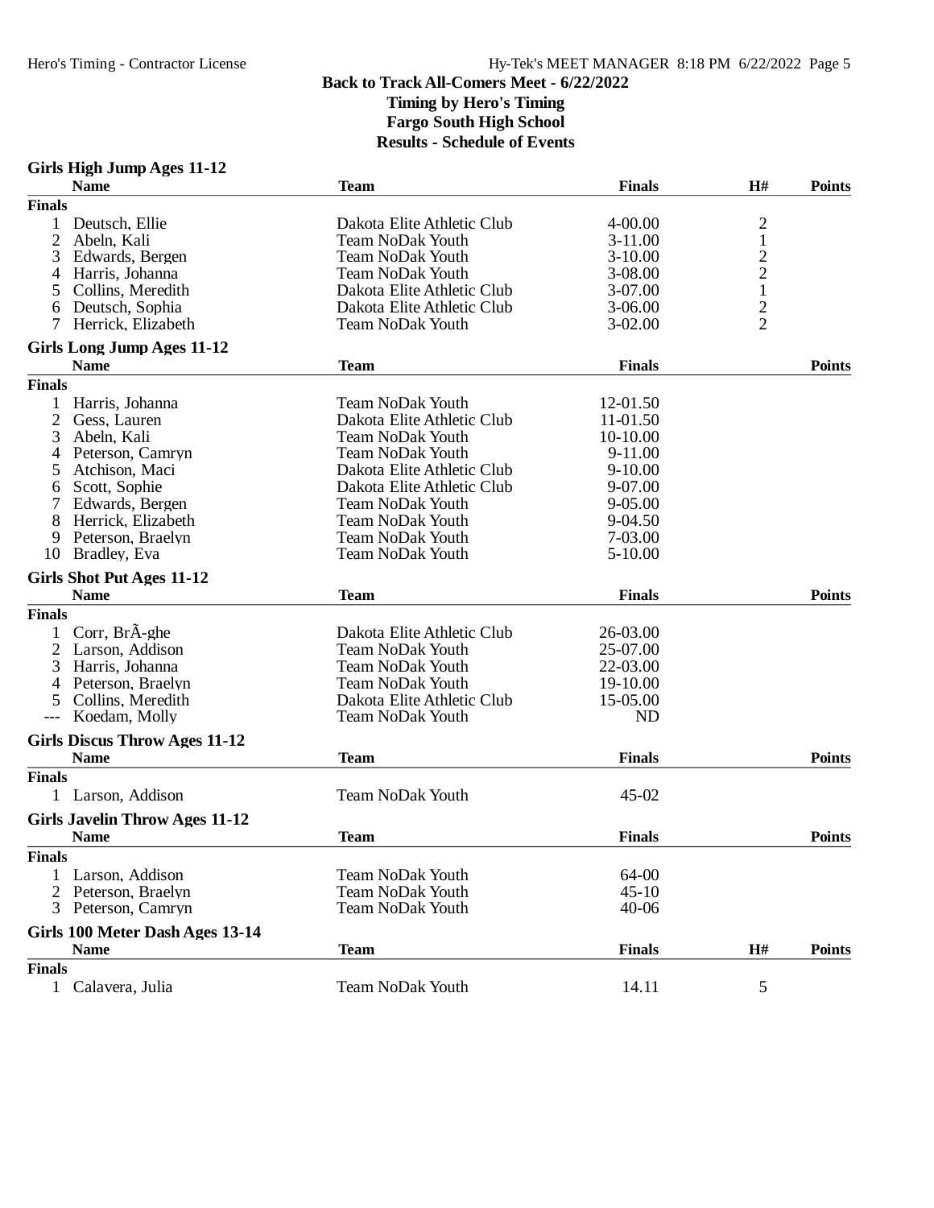**Back to Track All-Comers Meet - 6/22/2022**
**Timing by Hero's Timing**
**Fargo South High School**
**Results - Schedule of Events**

### Girls High Jump Ages 11-12

| | Name | Team | Finals | H# | Points |
|---|---|---|---|---|---|
| **Finals** | | | | | |
| 1 | Deutsch, Ellie | Dakota Elite Athletic Club | 4-00.00 | 2 | |
| 2 | Abeln, Kali | Team NoDak Youth | 3-11.00 | 1 | |
| 3 | Edwards, Bergen | Team NoDak Youth | 3-10.00 | 2 | |
| 4 | Harris, Johanna | Team NoDak Youth | 3-08.00 | 2 | |
| 5 | Collins, Meredith | Dakota Elite Athletic Club | 3-07.00 | 1 | |
| 6 | Deutsch, Sophia | Dakota Elite Athletic Club | 3-06.00 | 2 | |
| 7 | Herrick, Elizabeth | Team NoDak Youth | 3-02.00 | 2 | |

### Girls Long Jump Ages 11-12

| | Name | Team | Finals | Points |
|---|---|---|---|---|
| **Finals** | | | | |
| 1 | Harris, Johanna | Team NoDak Youth | 12-01.50 | |
| 2 | Gess, Lauren | Dakota Elite Athletic Club | 11-01.50 | |
| 3 | Abeln, Kali | Team NoDak Youth | 10-10.00 | |
| 4 | Peterson, Camryn | Team NoDak Youth | 9-11.00 | |
| 5 | Atchison, Maci | Dakota Elite Athletic Club | 9-10.00 | |
| 6 | Scott, Sophie | Dakota Elite Athletic Club | 9-07.00 | |
| 7 | Edwards, Bergen | Team NoDak Youth | 9-05.00 | |
| 8 | Herrick, Elizabeth | Team NoDak Youth | 9-04.50 | |
| 9 | Peterson, Braelyn | Team NoDak Youth | 7-03.00 | |
| 10 | Bradley, Eva | Team NoDak Youth | 5-10.00 | |

### Girls Shot Put Ages 11-12

| | Name | Team | Finals | Points |
|---|---|---|---|---|
| **Finals** | | | | |
| 1 | Corr, BrÃ-ghe | Dakota Elite Athletic Club | 26-03.00 | |
| 2 | Larson, Addison | Team NoDak Youth | 25-07.00 | |
| 3 | Harris, Johanna | Team NoDak Youth | 22-03.00 | |
| 4 | Peterson, Braelyn | Team NoDak Youth | 19-10.00 | |
| 5 | Collins, Meredith | Dakota Elite Athletic Club | 15-05.00 | |
| --- | Koedam, Molly | Team NoDak Youth | ND | |

### Girls Discus Throw Ages 11-12

| | Name | Team | Finals | Points |
|---|---|---|---|---|
| **Finals** | | | | |
| 1 | Larson, Addison | Team NoDak Youth | 45-02 | |

### Girls Javelin Throw Ages 11-12

| | Name | Team | Finals | Points |
|---|---|---|---|---|
| **Finals** | | | | |
| 1 | Larson, Addison | Team NoDak Youth | 64-00 | |
| 2 | Peterson, Braelyn | Team NoDak Youth | 45-10 | |
| 3 | Peterson, Camryn | Team NoDak Youth | 40-06 | |

### Girls 100 Meter Dash Ages 13-14

| | Name | Team | Finals | H# | Points |
|---|---|---|---|---|---|
| **Finals** | | | | | |
| 1 | Calavera, Julia | Team NoDak Youth | 14.11 | 5 | |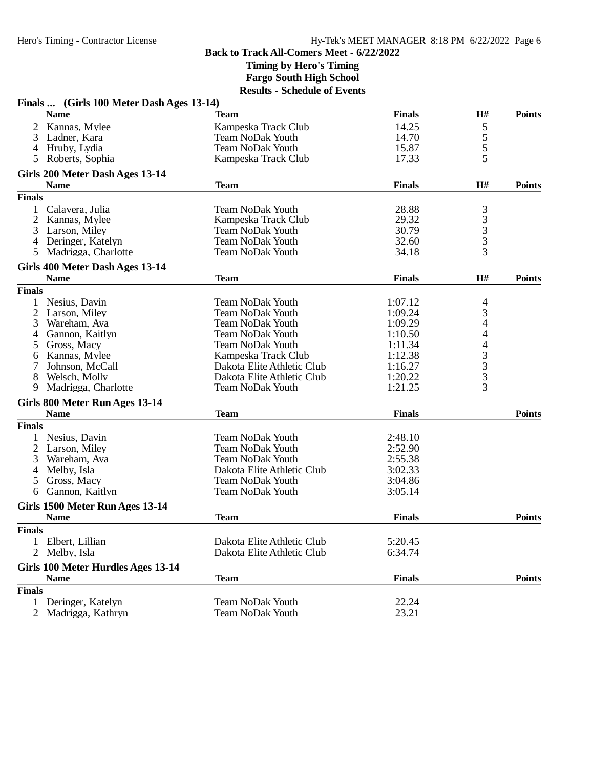Back to Track All-Comers Meet - 6/22/2022

Timing by Hero's Timing

Fargo South High School

Results - Schedule of Events

### Finals ... (Girls 100 Meter Dash Ages 13-14)

| | Name | Team | Finals | H# | Points |
|---|---|---|---|---|---|
| 2 | Kannas, Mylee | Kampeska Track Club | 14.25 | 5 | |
| 3 | Ladner, Kara | Team NoDak Youth | 14.70 | 5 | |
| 4 | Hruby, Lydia | Team NoDak Youth | 15.87 | 5 | |
| 5 | Roberts, Sophia | Kampeska Track Club | 17.33 | 5 | |

### Girls 200 Meter Dash Ages 13-14

| | Name | Team | Finals | H# | Points |
|---|---|---|---|---|---|
| **Finals** | | | | | |
| 1 | Calavera, Julia | Team NoDak Youth | 28.88 | 3 | |
| 2 | Kannas, Mylee | Kampeska Track Club | 29.32 | 3 | |
| 3 | Larson, Miley | Team NoDak Youth | 30.79 | 3 | |
| 4 | Deringer, Katelyn | Team NoDak Youth | 32.60 | 3 | |
| 5 | Madrigga, Charlotte | Team NoDak Youth | 34.18 | 3 | |

### Girls 400 Meter Dash Ages 13-14

| | Name | Team | Finals | H# | Points |
|---|---|---|---|---|---|
| **Finals** | | | | | |
| 1 | Nesius, Davin | Team NoDak Youth | 1:07.12 | 4 | |
| 2 | Larson, Miley | Team NoDak Youth | 1:09.24 | 3 | |
| 3 | Wareham, Ava | Team NoDak Youth | 1:09.29 | 4 | |
| 4 | Gannon, Kaitlyn | Team NoDak Youth | 1:10.50 | 4 | |
| 5 | Gross, Macy | Team NoDak Youth | 1:11.34 | 4 | |
| 6 | Kannas, Mylee | Kampeska Track Club | 1:12.38 | 3 | |
| 7 | Johnson, McCall | Dakota Elite Athletic Club | 1:16.27 | 3 | |
| 8 | Welsch, Molly | Dakota Elite Athletic Club | 1:20.22 | 3 | |
| 9 | Madrigga, Charlotte | Team NoDak Youth | 1:21.25 | 3 | |

### Girls 800 Meter Run Ages 13-14

| | Name | Team | Finals | Points |
|---|---|---|---|---|
| **Finals** | | | | |
| 1 | Nesius, Davin | Team NoDak Youth | 2:48.10 | |
| 2 | Larson, Miley | Team NoDak Youth | 2:52.90 | |
| 3 | Wareham, Ava | Team NoDak Youth | 2:55.38 | |
| 4 | Melby, Isla | Dakota Elite Athletic Club | 3:02.33 | |
| 5 | Gross, Macy | Team NoDak Youth | 3:04.86 | |
| 6 | Gannon, Kaitlyn | Team NoDak Youth | 3:05.14 | |

### Girls 1500 Meter Run Ages 13-14

| | Name | Team | Finals | Points |
|---|---|---|---|---|
| **Finals** | | | | |
| 1 | Elbert, Lillian | Dakota Elite Athletic Club | 5:20.45 | |
| 2 | Melby, Isla | Dakota Elite Athletic Club | 6:34.74 | |

### Girls 100 Meter Hurdles Ages 13-14

| | Name | Team | Finals | Points |
|---|---|---|---|---|
| **Finals** | | | | |
| 1 | Deringer, Katelyn | Team NoDak Youth | 22.24 | |
| 2 | Madrigga, Kathryn | Team NoDak Youth | 23.21 | |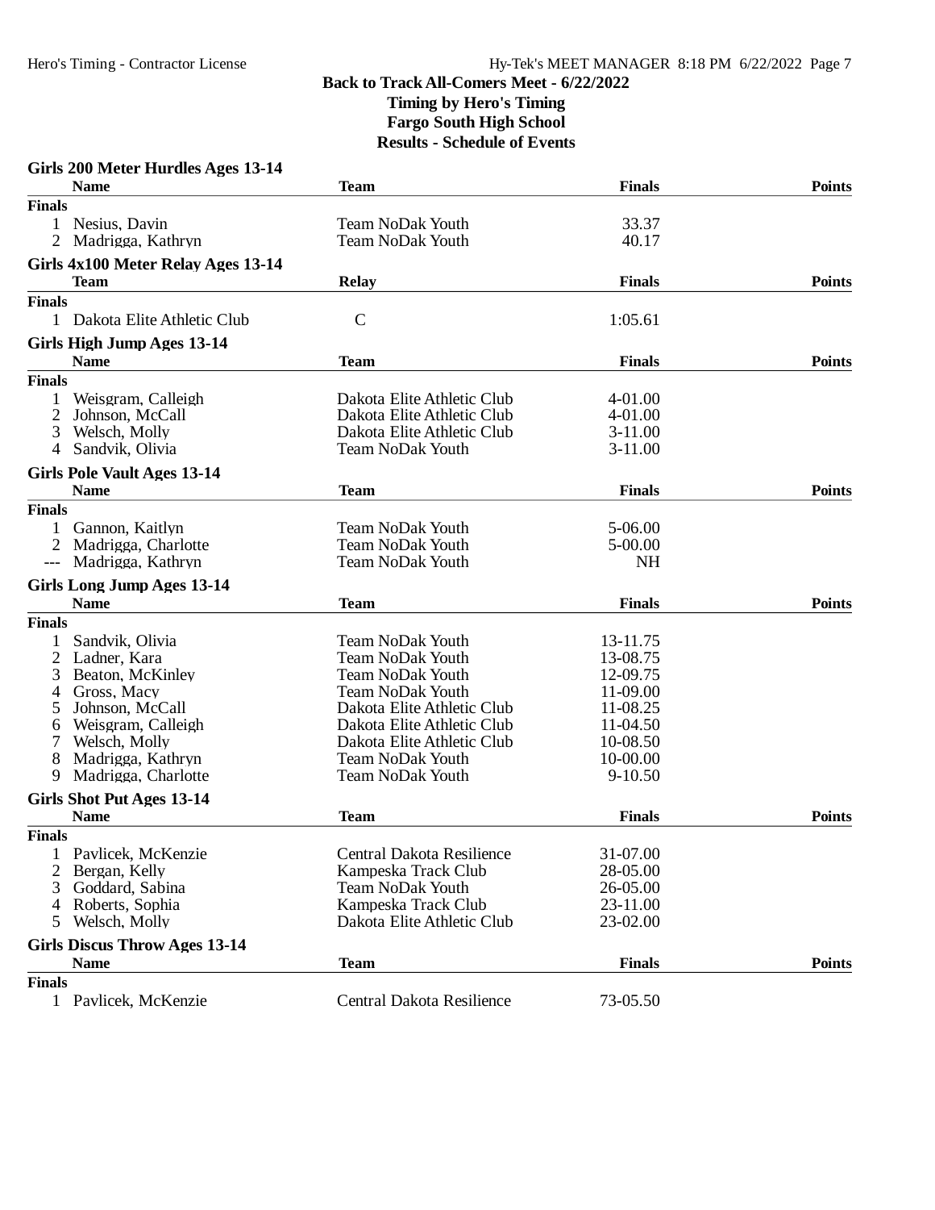**Back to Track All-Comers Meet - 6/22/2022**
**Timing by Hero's Timing**
**Fargo South High School**
**Results - Schedule of Events**

### Girls 200 Meter Hurdles Ages 13-14

| | Name | Team | Finals | Points |
|---|---|---|---|---|
| **Finals** | | | | |
| 1 | Nesius, Davin | Team NoDak Youth | 33.37 | |
| 2 | Madrigga, Kathryn | Team NoDak Youth | 40.17 | |

### Girls 4x100 Meter Relay Ages 13-14

| | Team | Relay | Finals | Points |
|---|---|---|---|---|
| **Finals** | | | | |
| 1 | Dakota Elite Athletic Club | C | 1:05.61 | |

### Girls High Jump Ages 13-14

| | Name | Team | Finals | Points |
|---|---|---|---|---|
| **Finals** | | | | |
| 1 | Weisgram, Calleigh | Dakota Elite Athletic Club | 4-01.00 | |
| 2 | Johnson, McCall | Dakota Elite Athletic Club | 4-01.00 | |
| 3 | Welsch, Molly | Dakota Elite Athletic Club | 3-11.00 | |
| 4 | Sandvik, Olivia | Team NoDak Youth | 3-11.00 | |

### Girls Pole Vault Ages 13-14

| | Name | Team | Finals | Points |
|---|---|---|---|---|
| **Finals** | | | | |
| 1 | Gannon, Kaitlyn | Team NoDak Youth | 5-06.00 | |
| 2 | Madrigga, Charlotte | Team NoDak Youth | 5-00.00 | |
| --- | Madrigga, Kathryn | Team NoDak Youth | NH | |

### Girls Long Jump Ages 13-14

| | Name | Team | Finals | Points |
|---|---|---|---|---|
| **Finals** | | | | |
| 1 | Sandvik, Olivia | Team NoDak Youth | 13-11.75 | |
| 2 | Ladner, Kara | Team NoDak Youth | 13-08.75 | |
| 3 | Beaton, McKinley | Team NoDak Youth | 12-09.75 | |
| 4 | Gross, Macy | Team NoDak Youth | 11-09.00 | |
| 5 | Johnson, McCall | Dakota Elite Athletic Club | 11-08.25 | |
| 6 | Weisgram, Calleigh | Dakota Elite Athletic Club | 11-04.50 | |
| 7 | Welsch, Molly | Dakota Elite Athletic Club | 10-08.50 | |
| 8 | Madrigga, Kathryn | Team NoDak Youth | 10-00.00 | |
| 9 | Madrigga, Charlotte | Team NoDak Youth | 9-10.50 | |

### Girls Shot Put Ages 13-14

| | Name | Team | Finals | Points |
|---|---|---|---|---|
| **Finals** | | | | |
| 1 | Pavlicek, McKenzie | Central Dakota Resilience | 31-07.00 | |
| 2 | Bergan, Kelly | Kampeska Track Club | 28-05.00 | |
| 3 | Goddard, Sabina | Team NoDak Youth | 26-05.00 | |
| 4 | Roberts, Sophia | Kampeska Track Club | 23-11.00 | |
| 5 | Welsch, Molly | Dakota Elite Athletic Club | 23-02.00 | |

### Girls Discus Throw Ages 13-14

| | Name | Team | Finals | Points |
|---|---|---|---|---|
| **Finals** | | | | |
| 1 | Pavlicek, McKenzie | Central Dakota Resilience | 73-05.50 | |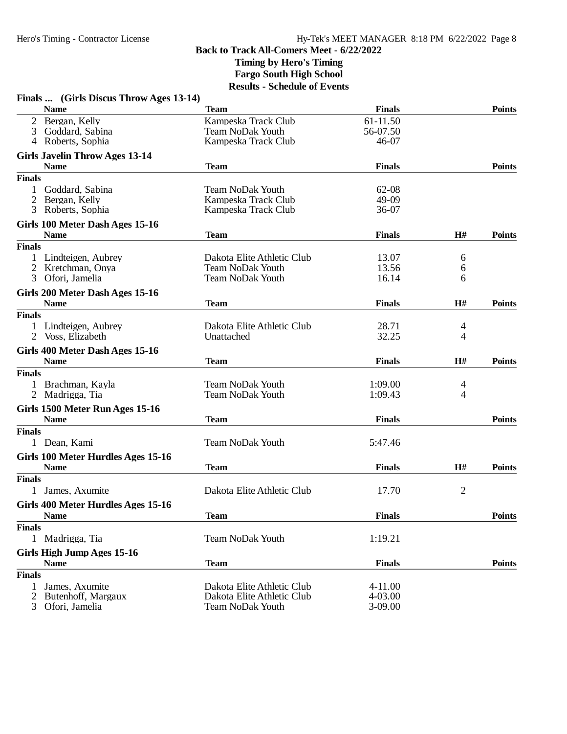**Back to Track All-Comers Meet - 6/22/2022**
**Timing by Hero's Timing**
**Fargo South High School**
**Results - Schedule of Events**

### Finals ... (Girls Discus Throw Ages 13-14)

| | Name | Team | Finals | Points |
|---|---|---|---|---|
| 2 | Bergan, Kelly | Kampeska Track Club | 61-11.50 | |
| 3 | Goddard, Sabina | Team NoDak Youth | 56-07.50 | |
| 4 | Roberts, Sophia | Kampeska Track Club | 46-07 | |

### Girls Javelin Throw Ages 13-14

**Finals**

| | Name | Team | Finals | Points |
|---|---|---|---|---|
| 1 | Goddard, Sabina | Team NoDak Youth | 62-08 | |
| 2 | Bergan, Kelly | Kampeska Track Club | 49-09 | |
| 3 | Roberts, Sophia | Kampeska Track Club | 36-07 | |

### Girls 100 Meter Dash Ages 15-16

**Finals**

| | Name | Team | Finals | H# | Points |
|---|---|---|---|---|---|
| 1 | Lindteigen, Aubrey | Dakota Elite Athletic Club | 13.07 | 6 | |
| 2 | Kretchman, Onya | Team NoDak Youth | 13.56 | 6 | |
| 3 | Ofori, Jamelia | Team NoDak Youth | 16.14 | 6 | |

### Girls 200 Meter Dash Ages 15-16

**Finals**

| | Name | Team | Finals | H# | Points |
|---|---|---|---|---|---|
| 1 | Lindteigen, Aubrey | Dakota Elite Athletic Club | 28.71 | 4 | |
| 2 | Voss, Elizabeth | Unattached | 32.25 | 4 | |

### Girls 400 Meter Dash Ages 15-16

**Finals**

| | Name | Team | Finals | H# | Points |
|---|---|---|---|---|---|
| 1 | Brachman, Kayla | Team NoDak Youth | 1:09.00 | 4 | |
| 2 | Madrigga, Tia | Team NoDak Youth | 1:09.43 | 4 | |

### Girls 1500 Meter Run Ages 15-16

**Finals**

| | Name | Team | Finals | Points |
|---|---|---|---|---|
| 1 | Dean, Kami | Team NoDak Youth | 5:47.46 | |

### Girls 100 Meter Hurdles Ages 15-16

**Finals**

| | Name | Team | Finals | H# | Points |
|---|---|---|---|---|---|
| 1 | James, Axumite | Dakota Elite Athletic Club | 17.70 | 2 | |

### Girls 400 Meter Hurdles Ages 15-16

**Finals**

| | Name | Team | Finals | Points |
|---|---|---|---|---|
| 1 | Madrigga, Tia | Team NoDak Youth | 1:19.21 | |

### Girls High Jump Ages 15-16

**Finals**

| | Name | Team | Finals | Points |
|---|---|---|---|---|
| 1 | James, Axumite | Dakota Elite Athletic Club | 4-11.00 | |
| 2 | Butenhoff, Margaux | Dakota Elite Athletic Club | 4-03.00 | |
| 3 | Ofori, Jamelia | Team NoDak Youth | 3-09.00 | |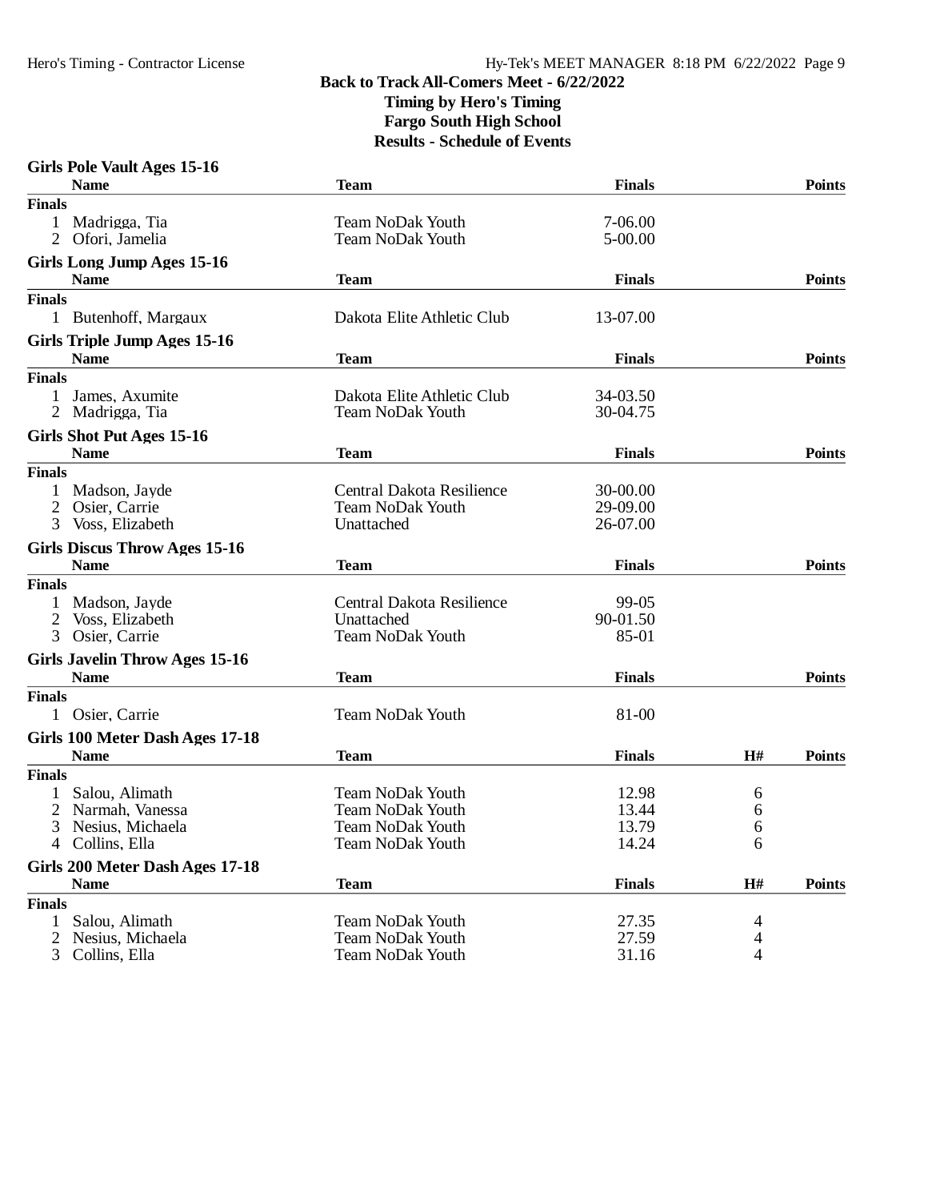**Back to Track All-Comers Meet - 6/22/2022**
**Timing by Hero's Timing**
**Fargo South High School**
**Results - Schedule of Events**

### Girls Pole Vault Ages 15-16

| | Name | Team | Finals | Points |
|---|---|---|---|---|
| **Finals** | | | | |
| 1 | Madrigga, Tia | Team NoDak Youth | 7-06.00 | |
| 2 | Ofori, Jamelia | Team NoDak Youth | 5-00.00 | |

### Girls Long Jump Ages 15-16

| | Name | Team | Finals | Points |
|---|---|---|---|---|
| **Finals** | | | | |
| 1 | Butenhoff, Margaux | Dakota Elite Athletic Club | 13-07.00 | |

### Girls Triple Jump Ages 15-16

| | Name | Team | Finals | Points |
|---|---|---|---|---|
| **Finals** | | | | |
| 1 | James, Axumite | Dakota Elite Athletic Club | 34-03.50 | |
| 2 | Madrigga, Tia | Team NoDak Youth | 30-04.75 | |

### Girls Shot Put Ages 15-16

| | Name | Team | Finals | Points |
|---|---|---|---|---|
| **Finals** | | | | |
| 1 | Madson, Jayde | Central Dakota Resilience | 30-00.00 | |
| 2 | Osier, Carrie | Team NoDak Youth | 29-09.00 | |
| 3 | Voss, Elizabeth | Unattached | 26-07.00 | |

### Girls Discus Throw Ages 15-16

| | Name | Team | Finals | Points |
|---|---|---|---|---|
| **Finals** | | | | |
| 1 | Madson, Jayde | Central Dakota Resilience | 99-05 | |
| 2 | Voss, Elizabeth | Unattached | 90-01.50 | |
| 3 | Osier, Carrie | Team NoDak Youth | 85-01 | |

### Girls Javelin Throw Ages 15-16

| | Name | Team | Finals | Points |
|---|---|---|---|---|
| **Finals** | | | | |
| 1 | Osier, Carrie | Team NoDak Youth | 81-00 | |

### Girls 100 Meter Dash Ages 17-18

| | Name | Team | Finals | H# | Points |
|---|---|---|---|---|---|
| **Finals** | | | | | |
| 1 | Salou, Alimath | Team NoDak Youth | 12.98 | 6 | |
| 2 | Narmah, Vanessa | Team NoDak Youth | 13.44 | 6 | |
| 3 | Nesius, Michaela | Team NoDak Youth | 13.79 | 6 | |
| 4 | Collins, Ella | Team NoDak Youth | 14.24 | 6 | |

### Girls 200 Meter Dash Ages 17-18

| | Name | Team | Finals | H# | Points |
|---|---|---|---|---|---|
| **Finals** | | | | | |
| 1 | Salou, Alimath | Team NoDak Youth | 27.35 | 4 | |
| 2 | Nesius, Michaela | Team NoDak Youth | 27.59 | 4 | |
| 3 | Collins, Ella | Team NoDak Youth | 31.16 | 4 | |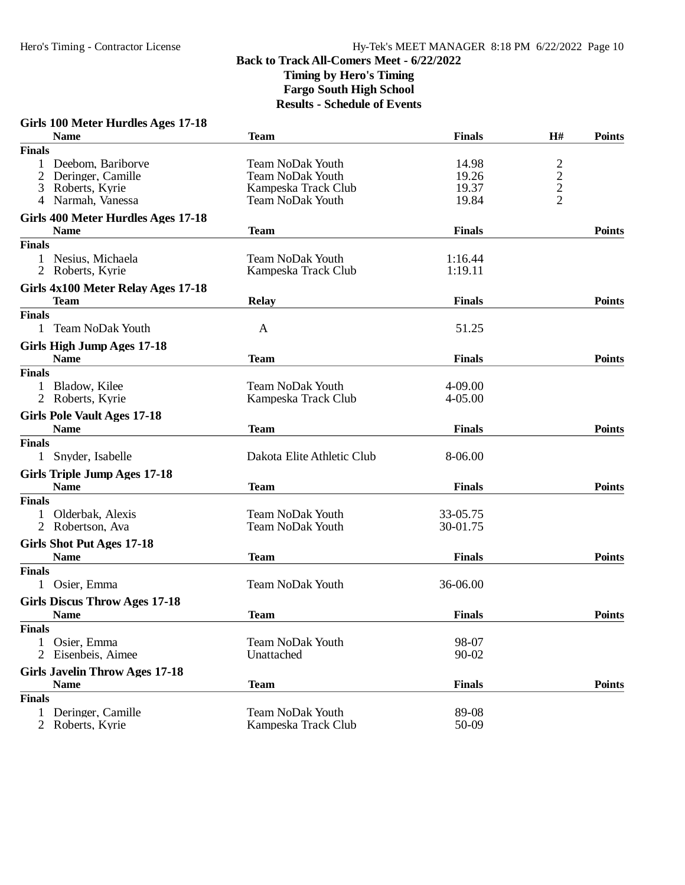**Back to Track All-Comers Meet - 6/22/2022**
**Timing by Hero's Timing**
**Fargo South High School**
**Results - Schedule of Events**

### Girls 100 Meter Hurdles Ages 17-18

| | Name | Team | Finals | H# | Points |
|---|---|---|---|---|---|
| **Finals** | | | | | |
| 1 | Deebom, Bariborve | Team NoDak Youth | 14.98 | 2 | |
| 2 | Deringer, Camille | Team NoDak Youth | 19.26 | 2 | |
| 3 | Roberts, Kyrie | Kampeska Track Club | 19.37 | 2 | |
| 4 | Narmah, Vanessa | Team NoDak Youth | 19.84 | 2 | |

### Girls 400 Meter Hurdles Ages 17-18

| | Name | Team | Finals | Points |
|---|---|---|---|---|
| **Finals** | | | | |
| 1 | Nesius, Michaela | Team NoDak Youth | 1:16.44 | |
| 2 | Roberts, Kyrie | Kampeska Track Club | 1:19.11 | |

### Girls 4x100 Meter Relay Ages 17-18

| | Team | Relay | Finals | Points |
|---|---|---|---|---|
| **Finals** | | | | |
| 1 | Team NoDak Youth | A | 51.25 | |

### Girls High Jump Ages 17-18

| | Name | Team | Finals | Points |
|---|---|---|---|---|
| **Finals** | | | | |
| 1 | Bladow, Kilee | Team NoDak Youth | 4-09.00 | |
| 2 | Roberts, Kyrie | Kampeska Track Club | 4-05.00 | |

### Girls Pole Vault Ages 17-18

| | Name | Team | Finals | Points |
|---|---|---|---|---|
| **Finals** | | | | |
| 1 | Snyder, Isabelle | Dakota Elite Athletic Club | 8-06.00 | |

### Girls Triple Jump Ages 17-18

| | Name | Team | Finals | Points |
|---|---|---|---|---|
| **Finals** | | | | |
| 1 | Olderbak, Alexis | Team NoDak Youth | 33-05.75 | |
| 2 | Robertson, Ava | Team NoDak Youth | 30-01.75 | |

### Girls Shot Put Ages 17-18

| | Name | Team | Finals | Points |
|---|---|---|---|---|
| **Finals** | | | | |
| 1 | Osier, Emma | Team NoDak Youth | 36-06.00 | |

### Girls Discus Throw Ages 17-18

| | Name | Team | Finals | Points |
|---|---|---|---|---|
| **Finals** | | | | |
| 1 | Osier, Emma | Team NoDak Youth | 98-07 | |
| 2 | Eisenbeis, Aimee | Unattached | 90-02 | |

### Girls Javelin Throw Ages 17-18

| | Name | Team | Finals | Points |
|---|---|---|---|---|
| **Finals** | | | | |
| 1 | Deringer, Camille | Team NoDak Youth | 89-08 | |
| 2 | Roberts, Kyrie | Kampeska Track Club | 50-09 | |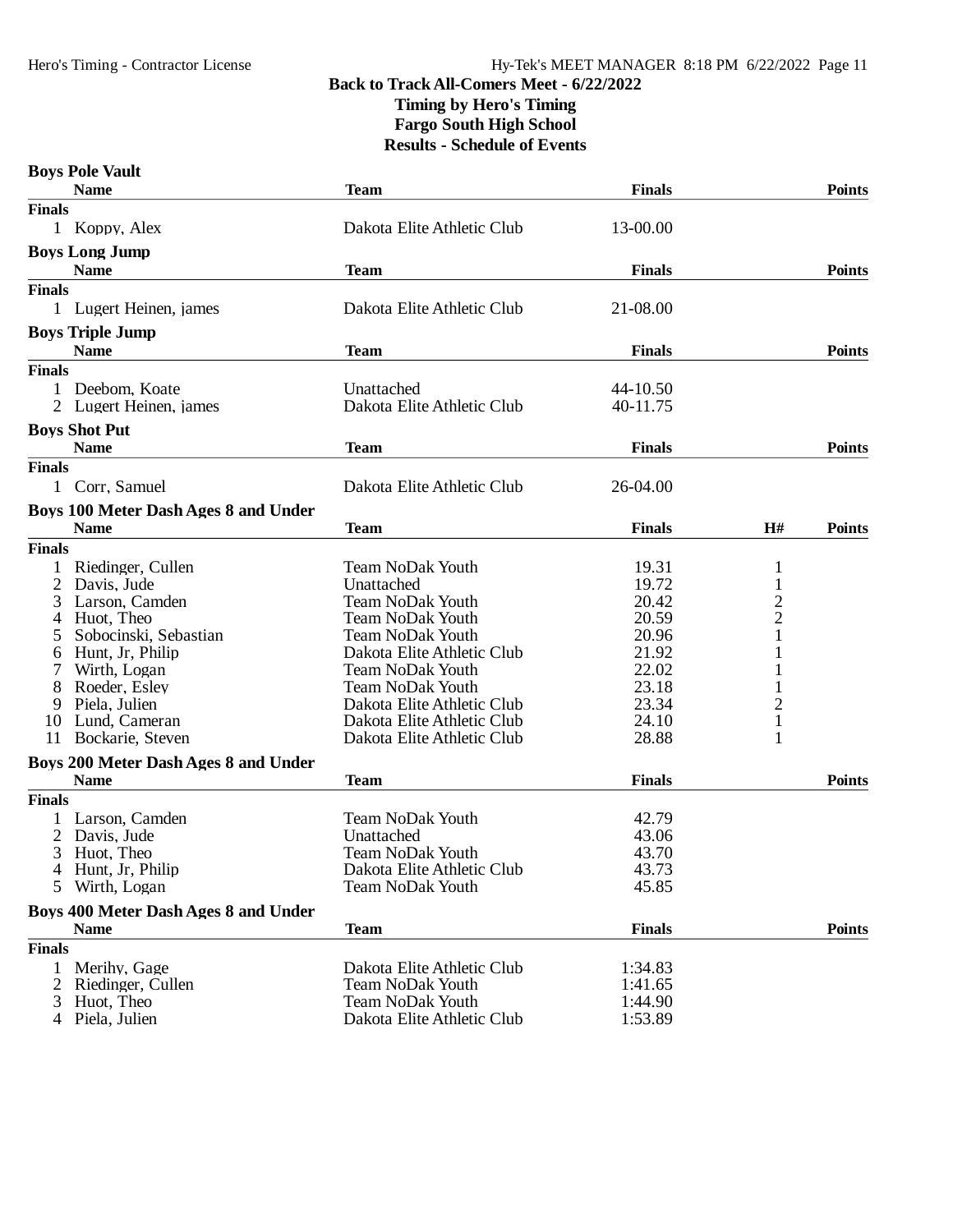# Back to Track All-Comers Meet - 6/22/2022

**Timing by Hero's Timing**
**Fargo South High School**
**Results - Schedule of Events**

### Boys Pole Vault

| | Name | Team | Finals | Points |
|---|---|---|---|---|
| **Finals** | | | | |
| 1 | Koppy, Alex | Dakota Elite Athletic Club | 13-00.00 | |

### Boys Long Jump

| | Name | Team | Finals | Points |
|---|---|---|---|---|
| **Finals** | | | | |
| 1 | Lugert Heinen, james | Dakota Elite Athletic Club | 21-08.00 | |

### Boys Triple Jump

| | Name | Team | Finals | Points |
|---|---|---|---|---|
| **Finals** | | | | |
| 1 | Deebom, Koate | Unattached | 44-10.50 | |
| 2 | Lugert Heinen, james | Dakota Elite Athletic Club | 40-11.75 | |

### Boys Shot Put

| | Name | Team | Finals | Points |
|---|---|---|---|---|
| **Finals** | | | | |
| 1 | Corr, Samuel | Dakota Elite Athletic Club | 26-04.00 | |

### Boys 100 Meter Dash Ages 8 and Under

| | Name | Team | Finals | H# | Points |
|---|---|---|---|---|---|
| **Finals** | | | | | |
| 1 | Riedinger, Cullen | Team NoDak Youth | 19.31 | 1 | |
| 2 | Davis, Jude | Unattached | 19.72 | 1 | |
| 3 | Larson, Camden | Team NoDak Youth | 20.42 | 2 | |
| 4 | Huot, Theo | Team NoDak Youth | 20.59 | 2 | |
| 5 | Sobocinski, Sebastian | Team NoDak Youth | 20.96 | 1 | |
| 6 | Hunt, Jr, Philip | Dakota Elite Athletic Club | 21.92 | 1 | |
| 7 | Wirth, Logan | Team NoDak Youth | 22.02 | 1 | |
| 8 | Roeder, Esley | Team NoDak Youth | 23.18 | 1 | |
| 9 | Piela, Julien | Dakota Elite Athletic Club | 23.34 | 2 | |
| 10 | Lund, Cameran | Dakota Elite Athletic Club | 24.10 | 1 | |
| 11 | Bockarie, Steven | Dakota Elite Athletic Club | 28.88 | 1 | |

### Boys 200 Meter Dash Ages 8 and Under

| | Name | Team | Finals | Points |
|---|---|---|---|---|
| **Finals** | | | | |
| 1 | Larson, Camden | Team NoDak Youth | 42.79 | |
| 2 | Davis, Jude | Unattached | 43.06 | |
| 3 | Huot, Theo | Team NoDak Youth | 43.70 | |
| 4 | Hunt, Jr, Philip | Dakota Elite Athletic Club | 43.73 | |
| 5 | Wirth, Logan | Team NoDak Youth | 45.85 | |

### Boys 400 Meter Dash Ages 8 and Under

| | Name | Team | Finals | Points |
|---|---|---|---|---|
| **Finals** | | | | |
| 1 | Merihy, Gage | Dakota Elite Athletic Club | 1:34.83 | |
| 2 | Riedinger, Cullen | Team NoDak Youth | 1:41.65 | |
| 3 | Huot, Theo | Team NoDak Youth | 1:44.90 | |
| 4 | Piela, Julien | Dakota Elite Athletic Club | 1:53.89 | |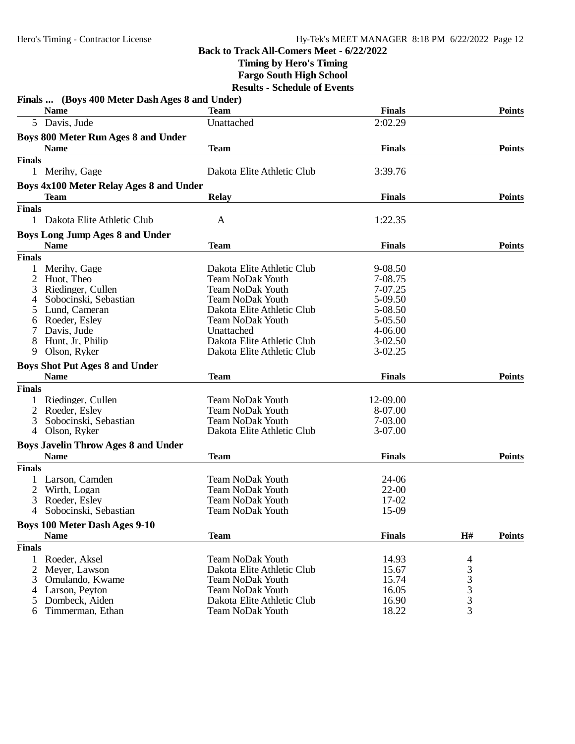**Back to Track All-Comers Meet - 6/22/2022**
**Timing by Hero's Timing**
**Fargo South High School**
**Results - Schedule of Events**

### Finals ... (Boys 400 Meter Dash Ages 8 and Under)

| | Name | Team | Finals | Points |
|---|---|---|---|---|
| 5 | Davis, Jude | Unattached | 2:02.29 | |

### Boys 800 Meter Run Ages 8 and Under

| | Name | Team | Finals | Points |
|---|---|---|---|---|
| **Finals** | | | | |
| 1 | Merihy, Gage | Dakota Elite Athletic Club | 3:39.76 | |

### Boys 4x100 Meter Relay Ages 8 and Under

| | Team | Relay | Finals | Points |
|---|---|---|---|---|
| **Finals** | | | | |
| 1 | Dakota Elite Athletic Club | A | 1:22.35 | |

### Boys Long Jump Ages 8 and Under

| | Name | Team | Finals | Points |
|---|---|---|---|---|
| **Finals** | | | | |
| 1 | Merihy, Gage | Dakota Elite Athletic Club | 9-08.50 | |
| 2 | Huot, Theo | Team NoDak Youth | 7-08.75 | |
| 3 | Riedinger, Cullen | Team NoDak Youth | 7-07.25 | |
| 4 | Sobocinski, Sebastian | Team NoDak Youth | 5-09.50 | |
| 5 | Lund, Cameran | Dakota Elite Athletic Club | 5-08.50 | |
| 6 | Roeder, Esley | Team NoDak Youth | 5-05.50 | |
| 7 | Davis, Jude | Unattached | 4-06.00 | |
| 8 | Hunt, Jr, Philip | Dakota Elite Athletic Club | 3-02.50 | |
| 9 | Olson, Ryker | Dakota Elite Athletic Club | 3-02.25 | |

### Boys Shot Put Ages 8 and Under

| | Name | Team | Finals | Points |
|---|---|---|---|---|
| **Finals** | | | | |
| 1 | Riedinger, Cullen | Team NoDak Youth | 12-09.00 | |
| 2 | Roeder, Esley | Team NoDak Youth | 8-07.00 | |
| 3 | Sobocinski, Sebastian | Team NoDak Youth | 7-03.00 | |
| 4 | Olson, Ryker | Dakota Elite Athletic Club | 3-07.00 | |

### Boys Javelin Throw Ages 8 and Under

| | Name | Team | Finals | Points |
|---|---|---|---|---|
| **Finals** | | | | |
| 1 | Larson, Camden | Team NoDak Youth | 24-06 | |
| 2 | Wirth, Logan | Team NoDak Youth | 22-00 | |
| 3 | Roeder, Esley | Team NoDak Youth | 17-02 | |
| 4 | Sobocinski, Sebastian | Team NoDak Youth | 15-09 | |

### Boys 100 Meter Dash Ages 9-10

| | Name | Team | Finals | H# | Points |
|---|---|---|---|---|---|
| **Finals** | | | | | |
| 1 | Roeder, Aksel | Team NoDak Youth | 14.93 | 4 | |
| 2 | Meyer, Lawson | Dakota Elite Athletic Club | 15.67 | 3 | |
| 3 | Omulando, Kwame | Team NoDak Youth | 15.74 | 3 | |
| 4 | Larson, Peyton | Team NoDak Youth | 16.05 | 3 | |
| 5 | Dombeck, Aiden | Dakota Elite Athletic Club | 16.90 | 3 | |
| 6 | Timmerman, Ethan | Team NoDak Youth | 18.22 | 3 | |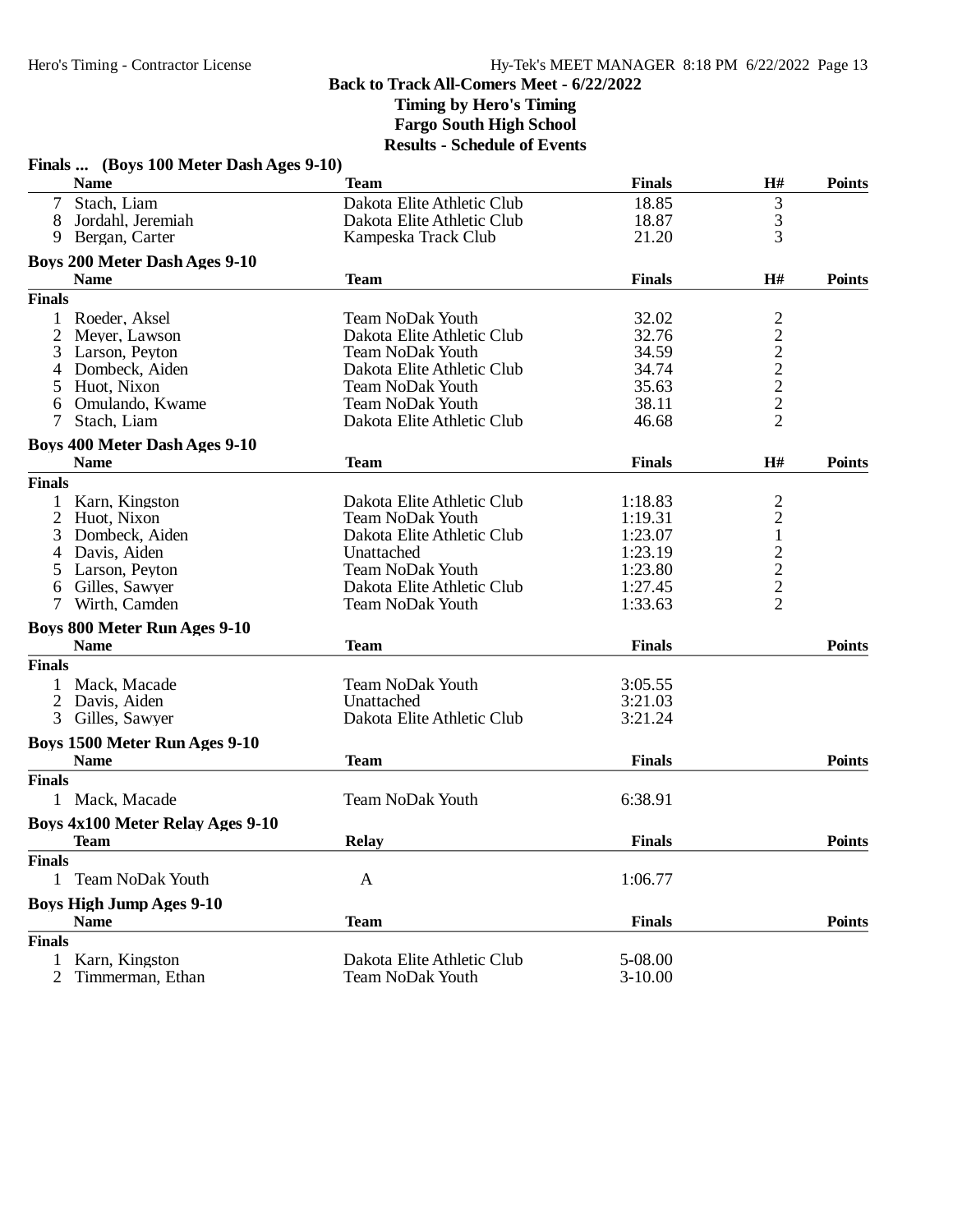**Back to Track All-Comers Meet - 6/22/2022**
**Timing by Hero's Timing**
**Fargo South High School**
**Results - Schedule of Events**

### Finals ... (Boys 100 Meter Dash Ages 9-10)

| | Name | Team | Finals | H# | Points |
|---|---|---|---|---|---|
| 7 | Stach, Liam | Dakota Elite Athletic Club | 18.85 | 3 | |
| 8 | Jordahl, Jeremiah | Dakota Elite Athletic Club | 18.87 | 3 | |
| 9 | Bergan, Carter | Kampeska Track Club | 21.20 | 3 | |

### Boys 200 Meter Dash Ages 9-10

| | Name | Team | Finals | H# | Points |
|---|---|---|---|---|---|
| **Finals** | | | | | |
| 1 | Roeder, Aksel | Team NoDak Youth | 32.02 | 2 | |
| 2 | Meyer, Lawson | Dakota Elite Athletic Club | 32.76 | 2 | |
| 3 | Larson, Peyton | Team NoDak Youth | 34.59 | 2 | |
| 4 | Dombeck, Aiden | Dakota Elite Athletic Club | 34.74 | 2 | |
| 5 | Huot, Nixon | Team NoDak Youth | 35.63 | 2 | |
| 6 | Omulando, Kwame | Team NoDak Youth | 38.11 | 2 | |
| 7 | Stach, Liam | Dakota Elite Athletic Club | 46.68 | 2 | |

### Boys 400 Meter Dash Ages 9-10

| | Name | Team | Finals | H# | Points |
|---|---|---|---|---|---|
| **Finals** | | | | | |
| 1 | Karn, Kingston | Dakota Elite Athletic Club | 1:18.83 | 2 | |
| 2 | Huot, Nixon | Team NoDak Youth | 1:19.31 | 2 | |
| 3 | Dombeck, Aiden | Dakota Elite Athletic Club | 1:23.07 | 1 | |
| 4 | Davis, Aiden | Unattached | 1:23.19 | 2 | |
| 5 | Larson, Peyton | Team NoDak Youth | 1:23.80 | 2 | |
| 6 | Gilles, Sawyer | Dakota Elite Athletic Club | 1:27.45 | 2 | |
| 7 | Wirth, Camden | Team NoDak Youth | 1:33.63 | 2 | |

### Boys 800 Meter Run Ages 9-10

| | Name | Team | Finals | Points |
|---|---|---|---|---|
| **Finals** | | | | |
| 1 | Mack, Macade | Team NoDak Youth | 3:05.55 | |
| 2 | Davis, Aiden | Unattached | 3:21.03 | |
| 3 | Gilles, Sawyer | Dakota Elite Athletic Club | 3:21.24 | |

### Boys 1500 Meter Run Ages 9-10

| | Name | Team | Finals | Points |
|---|---|---|---|---|
| **Finals** | | | | |
| 1 | Mack, Macade | Team NoDak Youth | 6:38.91 | |

### Boys 4x100 Meter Relay Ages 9-10

| | Team | Relay | Finals | Points |
|---|---|---|---|---|
| **Finals** | | | | |
| 1 | Team NoDak Youth | A | 1:06.77 | |

### Boys High Jump Ages 9-10

| | Name | Team | Finals | Points |
|---|---|---|---|---|
| **Finals** | | | | |
| 1 | Karn, Kingston | Dakota Elite Athletic Club | 5-08.00 | |
| 2 | Timmerman, Ethan | Team NoDak Youth | 3-10.00 | |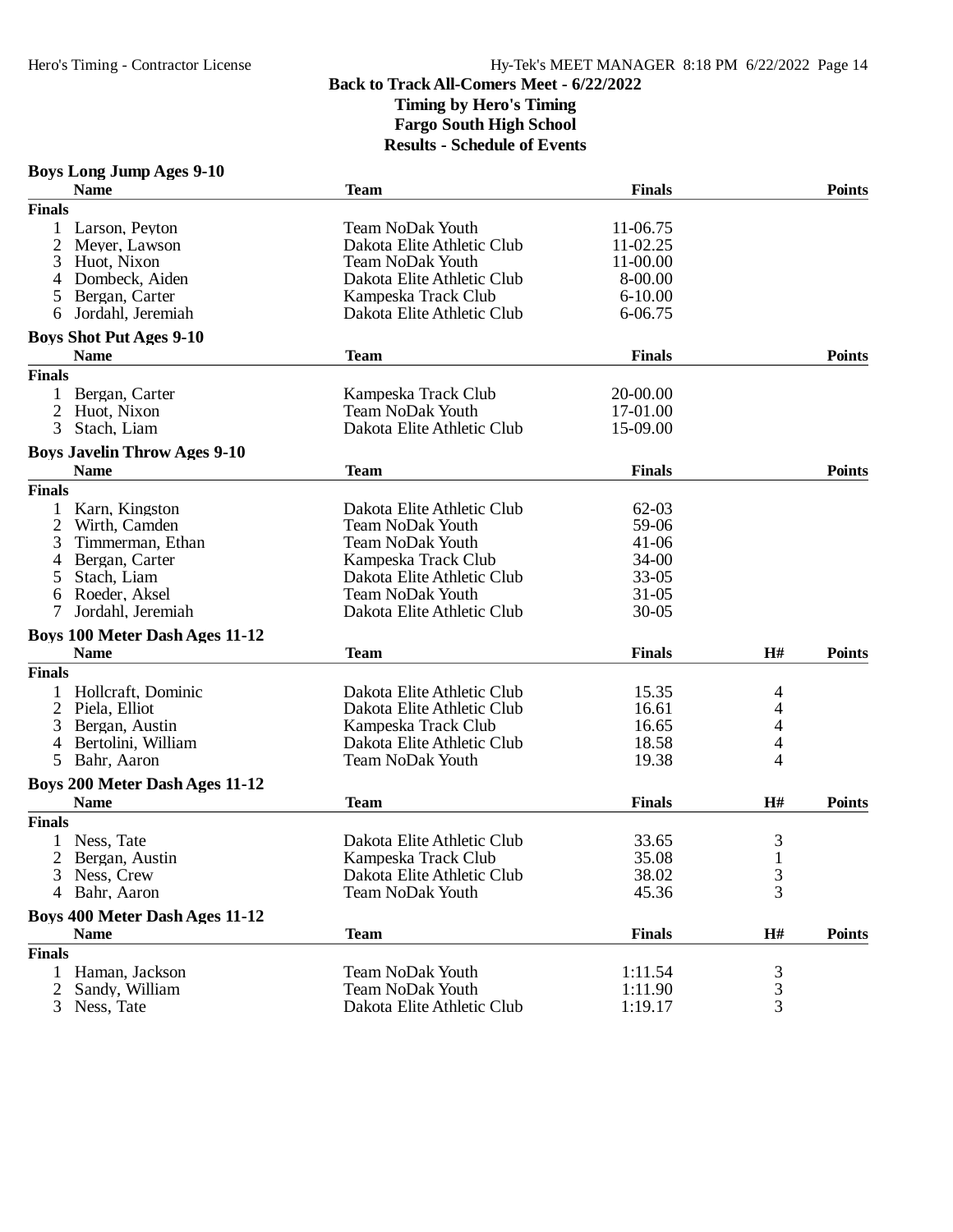# Back to Track All-Comers Meet - 6/22/2022

**Timing by Hero's Timing**
**Fargo South High School**
**Results - Schedule of Events**

## Boys Long Jump Ages 9-10

| | Name | Team | Finals | Points |
|---|---|---|---|---|
| **Finals** | | | | |
| 1 | Larson, Peyton | Team NoDak Youth | 11-06.75 | |
| 2 | Meyer, Lawson | Dakota Elite Athletic Club | 11-02.25 | |
| 3 | Huot, Nixon | Team NoDak Youth | 11-00.00 | |
| 4 | Dombeck, Aiden | Dakota Elite Athletic Club | 8-00.00 | |
| 5 | Bergan, Carter | Kampeska Track Club | 6-10.00 | |
| 6 | Jordahl, Jeremiah | Dakota Elite Athletic Club | 6-06.75 | |

## Boys Shot Put Ages 9-10

| | Name | Team | Finals | Points |
|---|---|---|---|---|
| **Finals** | | | | |
| 1 | Bergan, Carter | Kampeska Track Club | 20-00.00 | |
| 2 | Huot, Nixon | Team NoDak Youth | 17-01.00 | |
| 3 | Stach, Liam | Dakota Elite Athletic Club | 15-09.00 | |

## Boys Javelin Throw Ages 9-10

| | Name | Team | Finals | Points |
|---|---|---|---|---|
| **Finals** | | | | |
| 1 | Karn, Kingston | Dakota Elite Athletic Club | 62-03 | |
| 2 | Wirth, Camden | Team NoDak Youth | 59-06 | |
| 3 | Timmerman, Ethan | Team NoDak Youth | 41-06 | |
| 4 | Bergan, Carter | Kampeska Track Club | 34-00 | |
| 5 | Stach, Liam | Dakota Elite Athletic Club | 33-05 | |
| 6 | Roeder, Aksel | Team NoDak Youth | 31-05 | |
| 7 | Jordahl, Jeremiah | Dakota Elite Athletic Club | 30-05 | |

## Boys 100 Meter Dash Ages 11-12

| | Name | Team | Finals | H# | Points |
|---|---|---|---|---|---|
| **Finals** | | | | | |
| 1 | Hollcraft, Dominic | Dakota Elite Athletic Club | 15.35 | 4 | |
| 2 | Piela, Elliot | Dakota Elite Athletic Club | 16.61 | 4 | |
| 3 | Bergan, Austin | Kampeska Track Club | 16.65 | 4 | |
| 4 | Bertolini, William | Dakota Elite Athletic Club | 18.58 | 4 | |
| 5 | Bahr, Aaron | Team NoDak Youth | 19.38 | 4 | |

## Boys 200 Meter Dash Ages 11-12

| | Name | Team | Finals | H# | Points |
|---|---|---|---|---|---|
| **Finals** | | | | | |
| 1 | Ness, Tate | Dakota Elite Athletic Club | 33.65 | 3 | |
| 2 | Bergan, Austin | Kampeska Track Club | 35.08 | 1 | |
| 3 | Ness, Crew | Dakota Elite Athletic Club | 38.02 | 3 | |
| 4 | Bahr, Aaron | Team NoDak Youth | 45.36 | 3 | |

## Boys 400 Meter Dash Ages 11-12

| | Name | Team | Finals | H# | Points |
|---|---|---|---|---|---|
| **Finals** | | | | | |
| 1 | Haman, Jackson | Team NoDak Youth | 1:11.54 | 3 | |
| 2 | Sandy, William | Team NoDak Youth | 1:11.90 | 3 | |
| 3 | Ness, Tate | Dakota Elite Athletic Club | 1:19.17 | 3 | |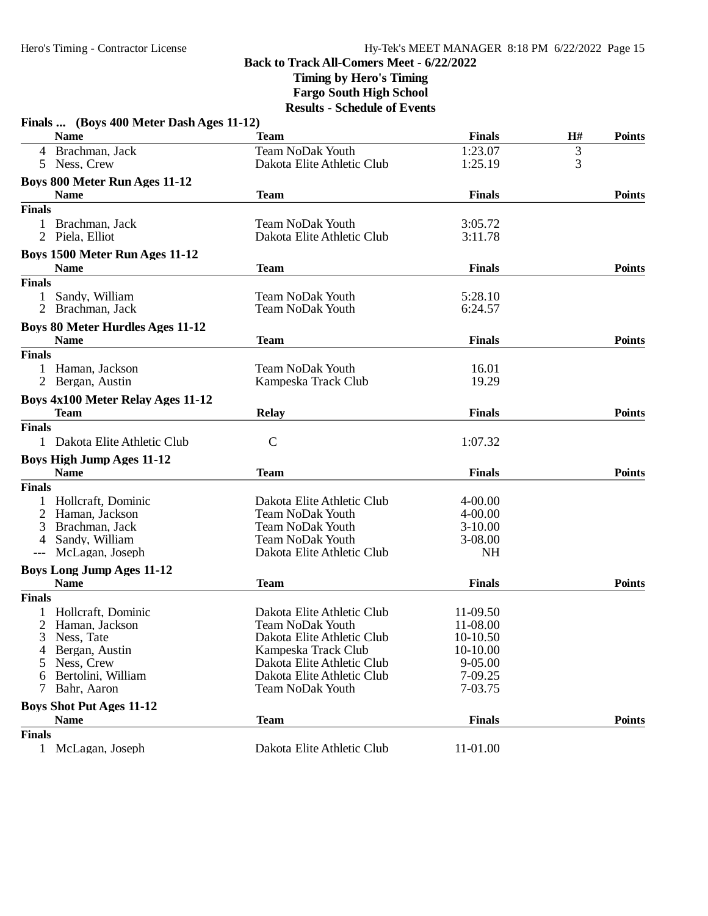Back to Track All-Comers Meet - 6/22/2022
Timing by Hero's Timing
Fargo South High School
Results - Schedule of Events

## Finals ... (Boys 400 Meter Dash Ages 11-12)

| | Name | Team | Finals | H# | Points |
|---|---|---|---|---|---|
| 4 | Brachman, Jack | Team NoDak Youth | 1:23.07 | 3 | |
| 5 | Ness, Crew | Dakota Elite Athletic Club | 1:25.19 | 3 | |

## Boys 800 Meter Run Ages 11-12

| | Name | Team | Finals | Points |
|---|---|---|---|---|
| **Finals** | | | | |
| 1 | Brachman, Jack | Team NoDak Youth | 3:05.72 | |
| 2 | Piela, Elliot | Dakota Elite Athletic Club | 3:11.78 | |

## Boys 1500 Meter Run Ages 11-12

| | Name | Team | Finals | Points |
|---|---|---|---|---|
| **Finals** | | | | |
| 1 | Sandy, William | Team NoDak Youth | 5:28.10 | |
| 2 | Brachman, Jack | Team NoDak Youth | 6:24.57 | |

## Boys 80 Meter Hurdles Ages 11-12

| | Name | Team | Finals | Points |
|---|---|---|---|---|
| **Finals** | | | | |
| 1 | Haman, Jackson | Team NoDak Youth | 16.01 | |
| 2 | Bergan, Austin | Kampeska Track Club | 19.29 | |

## Boys 4x100 Meter Relay Ages 11-12

| | Team | Relay | Finals | Points |
|---|---|---|---|---|
| **Finals** | | | | |
| 1 | Dakota Elite Athletic Club | C | 1:07.32 | |

## Boys High Jump Ages 11-12

| | Name | Team | Finals | Points |
|---|---|---|---|---|
| **Finals** | | | | |
| 1 | Hollcraft, Dominic | Dakota Elite Athletic Club | 4-00.00 | |
| 2 | Haman, Jackson | Team NoDak Youth | 4-00.00 | |
| 3 | Brachman, Jack | Team NoDak Youth | 3-10.00 | |
| 4 | Sandy, William | Team NoDak Youth | 3-08.00 | |
| --- | McLagan, Joseph | Dakota Elite Athletic Club | NH | |

## Boys Long Jump Ages 11-12

| | Name | Team | Finals | Points |
|---|---|---|---|---|
| **Finals** | | | | |
| 1 | Hollcraft, Dominic | Dakota Elite Athletic Club | 11-09.50 | |
| 2 | Haman, Jackson | Team NoDak Youth | 11-08.00 | |
| 3 | Ness, Tate | Dakota Elite Athletic Club | 10-10.50 | |
| 4 | Bergan, Austin | Kampeska Track Club | 10-10.00 | |
| 5 | Ness, Crew | Dakota Elite Athletic Club | 9-05.00 | |
| 6 | Bertolini, William | Dakota Elite Athletic Club | 7-09.25 | |
| 7 | Bahr, Aaron | Team NoDak Youth | 7-03.75 | |

## Boys Shot Put Ages 11-12

| | Name | Team | Finals | Points |
|---|---|---|---|---|
| **Finals** | | | | |
| 1 | McLagan, Joseph | Dakota Elite Athletic Club | 11-01.00 | |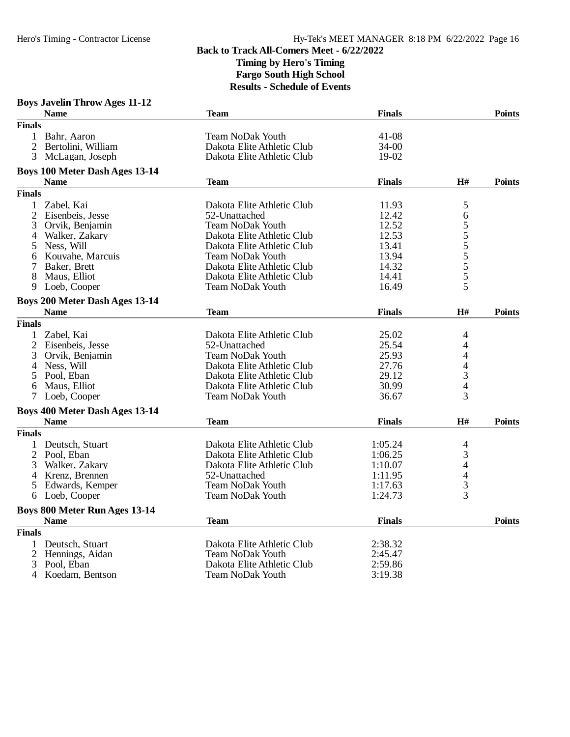**Back to Track All-Comers Meet - 6/22/2022**
**Timing by Hero's Timing**
**Fargo South High School**
**Results - Schedule of Events**

### Boys Javelin Throw Ages 11-12

| | Name | Team | Finals | Points |
|---|---|---|---|---|
| **Finals** | | | | |
| 1 | Bahr, Aaron | Team NoDak Youth | 41-08 | |
| 2 | Bertolini, William | Dakota Elite Athletic Club | 34-00 | |
| 3 | McLagan, Joseph | Dakota Elite Athletic Club | 19-02 | |

### Boys 100 Meter Dash Ages 13-14

| | Name | Team | Finals | H# | Points |
|---|---|---|---|---|---|
| **Finals** | | | | | |
| 1 | Zabel, Kai | Dakota Elite Athletic Club | 11.93 | 5 | |
| 2 | Eisenbeis, Jesse | 52-Unattached | 12.42 | 6 | |
| 3 | Orvik, Benjamin | Team NoDak Youth | 12.52 | 5 | |
| 4 | Walker, Zakary | Dakota Elite Athletic Club | 12.53 | 5 | |
| 5 | Ness, Will | Dakota Elite Athletic Club | 13.41 | 5 | |
| 6 | Kouvahe, Marcuis | Team NoDak Youth | 13.94 | 5 | |
| 7 | Baker, Brett | Dakota Elite Athletic Club | 14.32 | 5 | |
| 8 | Maus, Elliot | Dakota Elite Athletic Club | 14.41 | 5 | |
| 9 | Loeb, Cooper | Team NoDak Youth | 16.49 | 5 | |

### Boys 200 Meter Dash Ages 13-14

| | Name | Team | Finals | H# | Points |
|---|---|---|---|---|---|
| **Finals** | | | | | |
| 1 | Zabel, Kai | Dakota Elite Athletic Club | 25.02 | 4 | |
| 2 | Eisenbeis, Jesse | 52-Unattached | 25.54 | 4 | |
| 3 | Orvik, Benjamin | Team NoDak Youth | 25.93 | 4 | |
| 4 | Ness, Will | Dakota Elite Athletic Club | 27.76 | 4 | |
| 5 | Pool, Eban | Dakota Elite Athletic Club | 29.12 | 3 | |
| 6 | Maus, Elliot | Dakota Elite Athletic Club | 30.99 | 4 | |
| 7 | Loeb, Cooper | Team NoDak Youth | 36.67 | 3 | |

### Boys 400 Meter Dash Ages 13-14

| | Name | Team | Finals | H# | Points |
|---|---|---|---|---|---|
| **Finals** | | | | | |
| 1 | Deutsch, Stuart | Dakota Elite Athletic Club | 1:05.24 | 4 | |
| 2 | Pool, Eban | Dakota Elite Athletic Club | 1:06.25 | 3 | |
| 3 | Walker, Zakary | Dakota Elite Athletic Club | 1:10.07 | 4 | |
| 4 | Krenz, Brennen | 52-Unattached | 1:11.95 | 4 | |
| 5 | Edwards, Kemper | Team NoDak Youth | 1:17.63 | 3 | |
| 6 | Loeb, Cooper | Team NoDak Youth | 1:24.73 | 3 | |

### Boys 800 Meter Run Ages 13-14

| | Name | Team | Finals | Points |
|---|---|---|---|---|
| **Finals** | | | | |
| 1 | Deutsch, Stuart | Dakota Elite Athletic Club | 2:38.32 | |
| 2 | Hennings, Aidan | Team NoDak Youth | 2:45.47 | |
| 3 | Pool, Eban | Dakota Elite Athletic Club | 2:59.86 | |
| 4 | Koedam, Bentson | Team NoDak Youth | 3:19.38 | |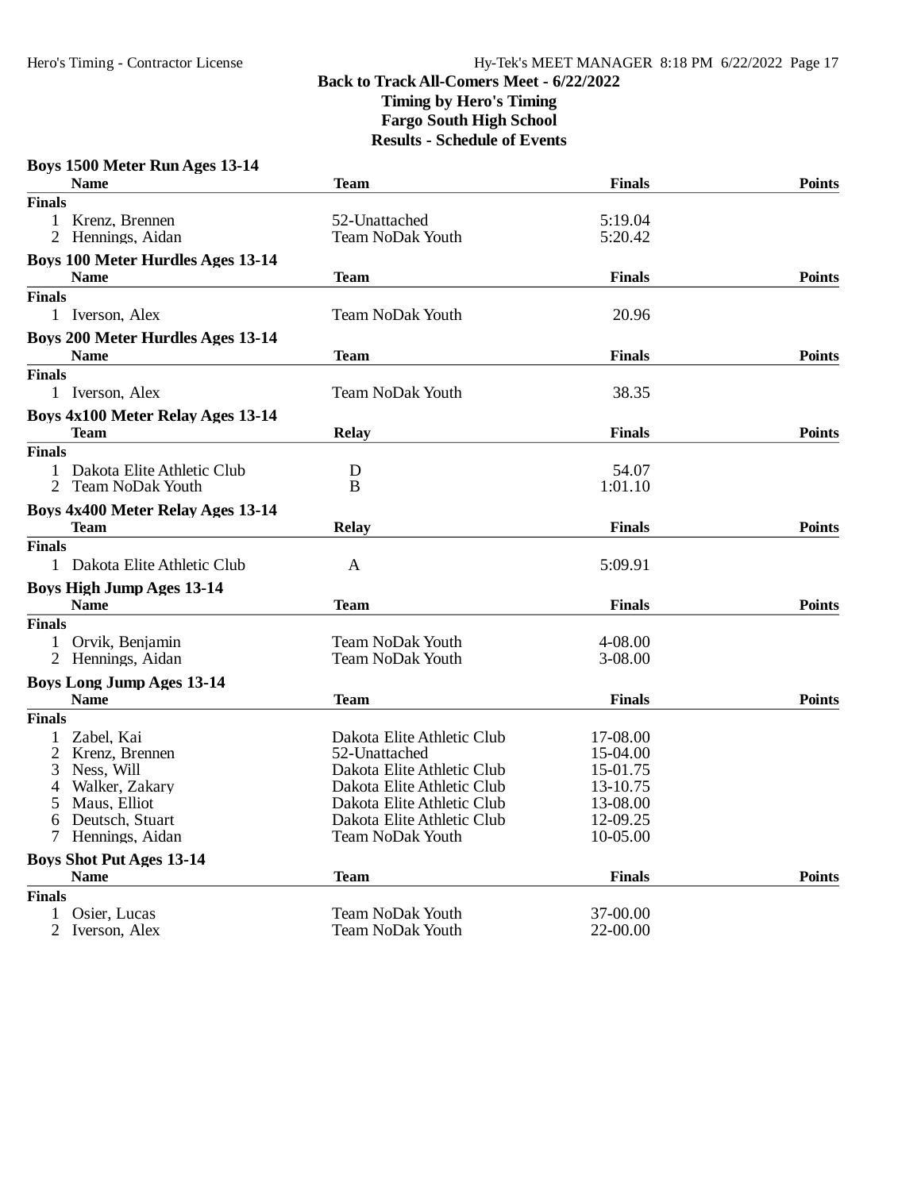**Back to Track All-Comers Meet - 6/22/2022**
**Timing by Hero's Timing**
**Fargo South High School**
**Results - Schedule of Events**

### Boys 1500 Meter Run Ages 13-14

| | Name | Team | Finals | Points |
|---|---|---|---|---|
| **Finals** | | | | |
| 1 | Krenz, Brennen | 52-Unattached | 5:19.04 | |
| 2 | Hennings, Aidan | Team NoDak Youth | 5:20.42 | |

### Boys 100 Meter Hurdles Ages 13-14

| | Name | Team | Finals | Points |
|---|---|---|---|---|
| **Finals** | | | | |
| 1 | Iverson, Alex | Team NoDak Youth | 20.96 | |

### Boys 200 Meter Hurdles Ages 13-14

| | Name | Team | Finals | Points |
|---|---|---|---|---|
| **Finals** | | | | |
| 1 | Iverson, Alex | Team NoDak Youth | 38.35 | |

### Boys 4x100 Meter Relay Ages 13-14

| | Team | Relay | Finals | Points |
|---|---|---|---|---|
| **Finals** | | | | |
| 1 | Dakota Elite Athletic Club | D | 54.07 | |
| 2 | Team NoDak Youth | B | 1:01.10 | |

### Boys 4x400 Meter Relay Ages 13-14

| | Team | Relay | Finals | Points |
|---|---|---|---|---|
| **Finals** | | | | |
| 1 | Dakota Elite Athletic Club | A | 5:09.91 | |

### Boys High Jump Ages 13-14

| | Name | Team | Finals | Points |
|---|---|---|---|---|
| **Finals** | | | | |
| 1 | Orvik, Benjamin | Team NoDak Youth | 4-08.00 | |
| 2 | Hennings, Aidan | Team NoDak Youth | 3-08.00 | |

### Boys Long Jump Ages 13-14

| | Name | Team | Finals | Points |
|---|---|---|---|---|
| **Finals** | | | | |
| 1 | Zabel, Kai | Dakota Elite Athletic Club | 17-08.00 | |
| 2 | Krenz, Brennen | 52-Unattached | 15-04.00 | |
| 3 | Ness, Will | Dakota Elite Athletic Club | 15-01.75 | |
| 4 | Walker, Zakary | Dakota Elite Athletic Club | 13-10.75 | |
| 5 | Maus, Elliot | Dakota Elite Athletic Club | 13-08.00 | |
| 6 | Deutsch, Stuart | Dakota Elite Athletic Club | 12-09.25 | |
| 7 | Hennings, Aidan | Team NoDak Youth | 10-05.00 | |

### Boys Shot Put Ages 13-14

| | Name | Team | Finals | Points |
|---|---|---|---|---|
| **Finals** | | | | |
| 1 | Osier, Lucas | Team NoDak Youth | 37-00.00 | |
| 2 | Iverson, Alex | Team NoDak Youth | 22-00.00 | |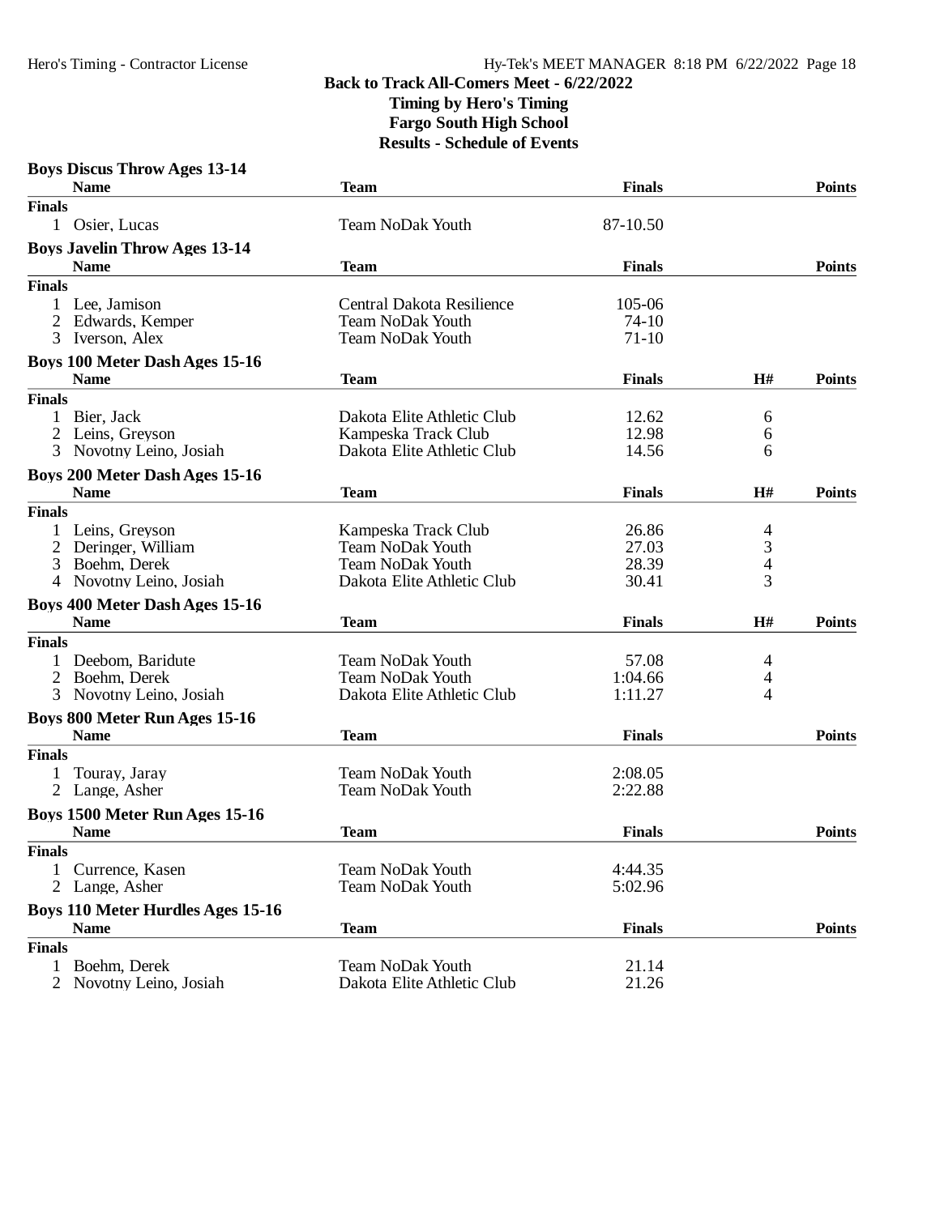**Back to Track All-Comers Meet - 6/22/2022**
**Timing by Hero's Timing**
**Fargo South High School**
**Results - Schedule of Events**

### Boys Discus Throw Ages 13-14

| | Name | Team | Finals | Points |
|---|---|---|---|---|
| **Finals** | | | | |
| 1 | Osier, Lucas | Team NoDak Youth | 87-10.50 | |

### Boys Javelin Throw Ages 13-14

| | Name | Team | Finals | Points |
|---|---|---|---|---|
| **Finals** | | | | |
| 1 | Lee, Jamison | Central Dakota Resilience | 105-06 | |
| 2 | Edwards, Kemper | Team NoDak Youth | 74-10 | |
| 3 | Iverson, Alex | Team NoDak Youth | 71-10 | |

### Boys 100 Meter Dash Ages 15-16

| | Name | Team | Finals | H# | Points |
|---|---|---|---|---|---|
| **Finals** | | | | | |
| 1 | Bier, Jack | Dakota Elite Athletic Club | 12.62 | 6 | |
| 2 | Leins, Greyson | Kampeska Track Club | 12.98 | 6 | |
| 3 | Novotny Leino, Josiah | Dakota Elite Athletic Club | 14.56 | 6 | |

### Boys 200 Meter Dash Ages 15-16

| | Name | Team | Finals | H# | Points |
|---|---|---|---|---|---|
| **Finals** | | | | | |
| 1 | Leins, Greyson | Kampeska Track Club | 26.86 | 4 | |
| 2 | Deringer, William | Team NoDak Youth | 27.03 | 3 | |
| 3 | Boehm, Derek | Team NoDak Youth | 28.39 | 4 | |
| 4 | Novotny Leino, Josiah | Dakota Elite Athletic Club | 30.41 | 3 | |

### Boys 400 Meter Dash Ages 15-16

| | Name | Team | Finals | H# | Points |
|---|---|---|---|---|---|
| **Finals** | | | | | |
| 1 | Deebom, Baridute | Team NoDak Youth | 57.08 | 4 | |
| 2 | Boehm, Derek | Team NoDak Youth | 1:04.66 | 4 | |
| 3 | Novotny Leino, Josiah | Dakota Elite Athletic Club | 1:11.27 | 4 | |

### Boys 800 Meter Run Ages 15-16

| | Name | Team | Finals | Points |
|---|---|---|---|---|
| **Finals** | | | | |
| 1 | Touray, Jaray | Team NoDak Youth | 2:08.05 | |
| 2 | Lange, Asher | Team NoDak Youth | 2:22.88 | |

### Boys 1500 Meter Run Ages 15-16

| | Name | Team | Finals | Points |
|---|---|---|---|---|
| **Finals** | | | | |
| 1 | Currence, Kasen | Team NoDak Youth | 4:44.35 | |
| 2 | Lange, Asher | Team NoDak Youth | 5:02.96 | |

### Boys 110 Meter Hurdles Ages 15-16

| | Name | Team | Finals | Points |
|---|---|---|---|---|
| **Finals** | | | | |
| 1 | Boehm, Derek | Team NoDak Youth | 21.14 | |
| 2 | Novotny Leino, Josiah | Dakota Elite Athletic Club | 21.26 | |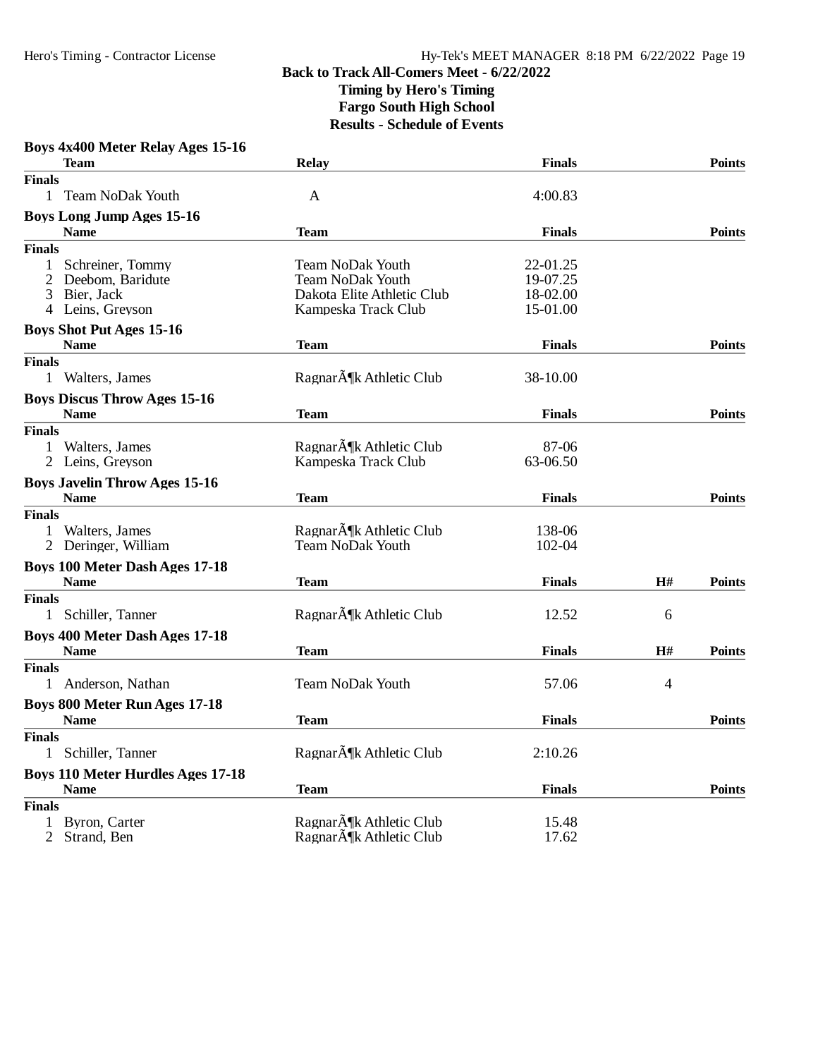**Back to Track All-Comers Meet - 6/22/2022**
**Timing by Hero's Timing**
**Fargo South High School**
**Results - Schedule of Events**

### Boys 4x400 Meter Relay Ages 15-16

| | Team | Relay | Finals | Points |
|---|---|---|---|---|
| **Finals** | | | | |
| 1 | Team NoDak Youth | A | 4:00.83 | |

### Boys Long Jump Ages 15-16

| | Name | Team | Finals | Points |
|---|---|---|---|---|
| **Finals** | | | | |
| 1 | Schreiner, Tommy | Team NoDak Youth | 22-01.25 | |
| 2 | Deebom, Baridute | Team NoDak Youth | 19-07.25 | |
| 3 | Bier, Jack | Dakota Elite Athletic Club | 18-02.00 | |
| 4 | Leins, Greyson | Kampeska Track Club | 15-01.00 | |

### Boys Shot Put Ages 15-16

| | Name | Team | Finals | Points |
|---|---|---|---|---|
| **Finals** | | | | |
| 1 | Walters, James | RagnarÃ¶k Athletic Club | 38-10.00 | |

### Boys Discus Throw Ages 15-16

| | Name | Team | Finals | Points |
|---|---|---|---|---|
| **Finals** | | | | |
| 1 | Walters, James | RagnarÃ¶k Athletic Club | 87-06 | |
| 2 | Leins, Greyson | Kampeska Track Club | 63-06.50 | |

### Boys Javelin Throw Ages 15-16

| | Name | Team | Finals | Points |
|---|---|---|---|---|
| **Finals** | | | | |
| 1 | Walters, James | RagnarÃ¶k Athletic Club | 138-06 | |
| 2 | Deringer, William | Team NoDak Youth | 102-04 | |

### Boys 100 Meter Dash Ages 17-18

| | Name | Team | Finals | H# | Points |
|---|---|---|---|---|---|
| **Finals** | | | | | |
| 1 | Schiller, Tanner | RagnarÃ¶k Athletic Club | 12.52 | 6 | |

### Boys 400 Meter Dash Ages 17-18

| | Name | Team | Finals | H# | Points |
|---|---|---|---|---|---|
| **Finals** | | | | | |
| 1 | Anderson, Nathan | Team NoDak Youth | 57.06 | 4 | |

### Boys 800 Meter Run Ages 17-18

| | Name | Team | Finals | Points |
|---|---|---|---|---|
| **Finals** | | | | |
| 1 | Schiller, Tanner | RagnarÃ¶k Athletic Club | 2:10.26 | |

### Boys 110 Meter Hurdles Ages 17-18

| | Name | Team | Finals | Points |
|---|---|---|---|---|
| **Finals** | | | | |
| 1 | Byron, Carter | RagnarÃ¶k Athletic Club | 15.48 | |
| 2 | Strand, Ben | RagnarÃ¶k Athletic Club | 17.62 | |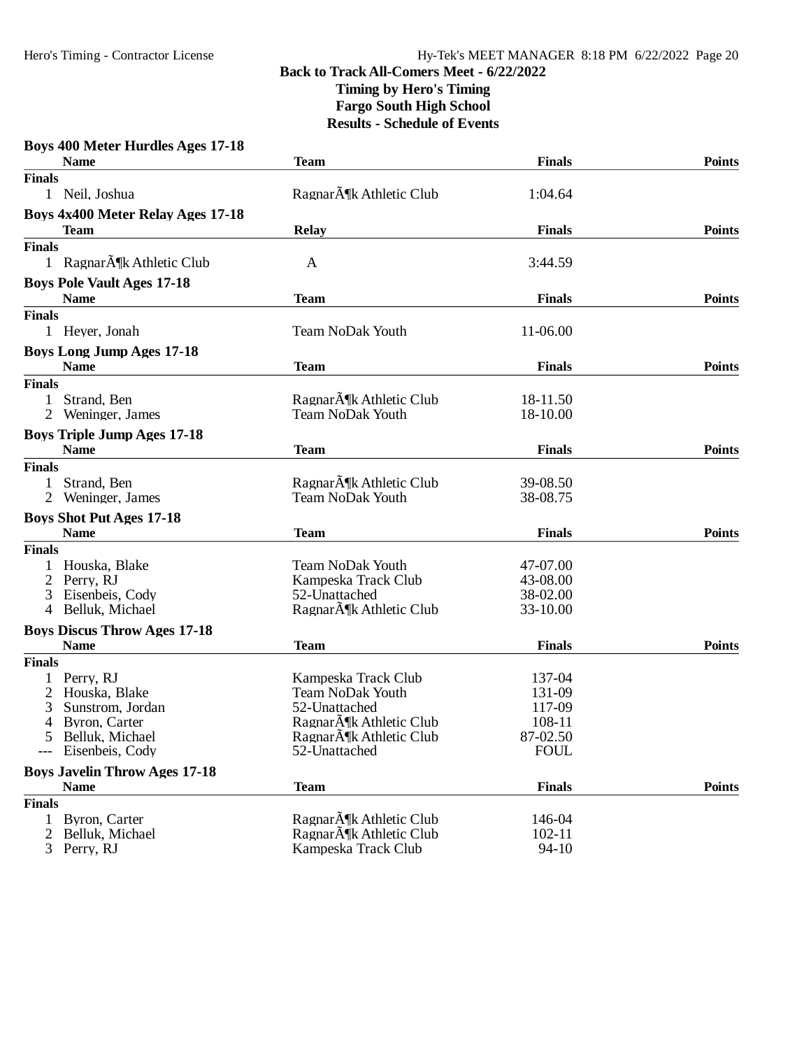## Back to Track All-Comers Meet - 6/22/2022
### Timing by Hero's Timing
### Fargo South High School
### Results - Schedule of Events

**Boys 400 Meter Hurdles Ages 17-18**

| | Name | Team | Finals | Points |
|---|---|---|---|---|
| **Finals** | | | | |
| 1 | Neil, Joshua | RagnarÃ¶k Athletic Club | 1:04.64 | |

**Boys 4x400 Meter Relay Ages 17-18**

| | Team | Relay | Finals | Points |
|---|---|---|---|---|
| **Finals** | | | | |
| 1 | RagnarÃ¶k Athletic Club | A | 3:44.59 | |

**Boys Pole Vault Ages 17-18**

| | Name | Team | Finals | Points |
|---|---|---|---|---|
| **Finals** | | | | |
| 1 | Heyer, Jonah | Team NoDak Youth | 11-06.00 | |

**Boys Long Jump Ages 17-18**

| | Name | Team | Finals | Points |
|---|---|---|---|---|
| **Finals** | | | | |
| 1 | Strand, Ben | RagnarÃ¶k Athletic Club | 18-11.50 | |
| 2 | Weninger, James | Team NoDak Youth | 18-10.00 | |

**Boys Triple Jump Ages 17-18**

| | Name | Team | Finals | Points |
|---|---|---|---|---|
| **Finals** | | | | |
| 1 | Strand, Ben | RagnarÃ¶k Athletic Club | 39-08.50 | |
| 2 | Weninger, James | Team NoDak Youth | 38-08.75 | |

**Boys Shot Put Ages 17-18**

| | Name | Team | Finals | Points |
|---|---|---|---|---|
| **Finals** | | | | |
| 1 | Houska, Blake | Team NoDak Youth | 47-07.00 | |
| 2 | Perry, RJ | Kampeska Track Club | 43-08.00 | |
| 3 | Eisenbeis, Cody | 52-Unattached | 38-02.00 | |
| 4 | Belluk, Michael | RagnarÃ¶k Athletic Club | 33-10.00 | |

**Boys Discus Throw Ages 17-18**

| | Name | Team | Finals | Points |
|---|---|---|---|---|
| **Finals** | | | | |
| 1 | Perry, RJ | Kampeska Track Club | 137-04 | |
| 2 | Houska, Blake | Team NoDak Youth | 131-09 | |
| 3 | Sunstrom, Jordan | 52-Unattached | 117-09 | |
| 4 | Byron, Carter | RagnarÃ¶k Athletic Club | 108-11 | |
| 5 | Belluk, Michael | RagnarÃ¶k Athletic Club | 87-02.50 | |
| --- | Eisenbeis, Cody | 52-Unattached | FOUL | |

**Boys Javelin Throw Ages 17-18**

| | Name | Team | Finals | Points |
|---|---|---|---|---|
| **Finals** | | | | |
| 1 | Byron, Carter | RagnarÃ¶k Athletic Club | 146-04 | |
| 2 | Belluk, Michael | RagnarÃ¶k Athletic Club | 102-11 | |
| 3 | Perry, RJ | Kampeska Track Club | 94-10 | |